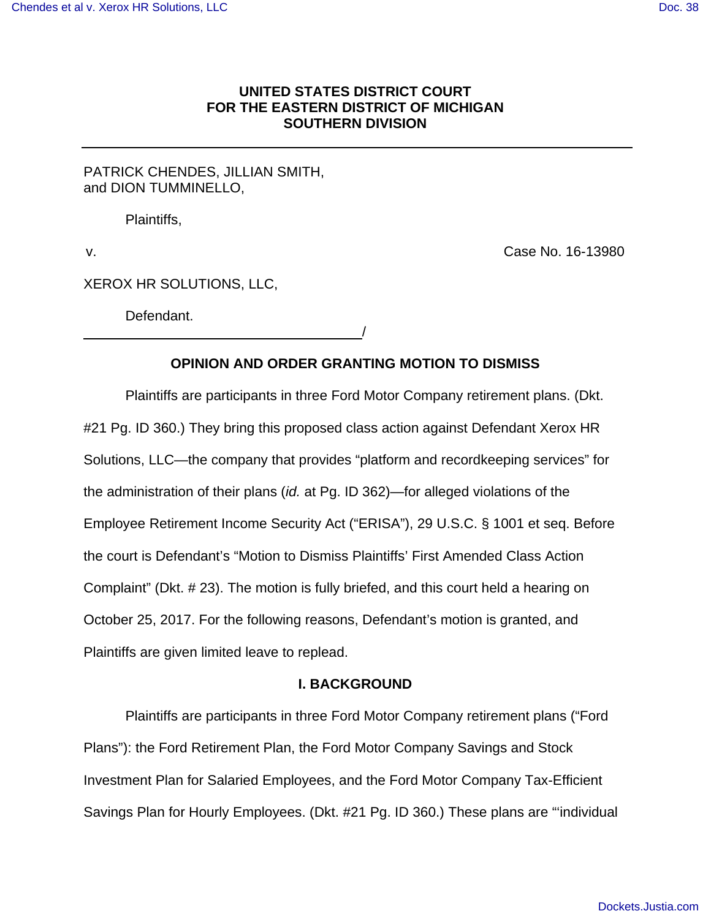**UNITED STATES DISTRICT COURT**
**FOR THE EASTERN DISTRICT OF MICHIGAN**
**SOUTHERN DIVISION**

---

PATRICK CHENDES, JILLIAN SMITH,
and DION TUMMINELLO,

Plaintiffs,

v. Case No. 16-13980

XEROX HR SOLUTIONS, LLC,

Defendant.
______________________________________/

**OPINION AND ORDER GRANTING MOTION TO DISMISS**

Plaintiffs are participants in three Ford Motor Company retirement plans. (Dkt. #21 Pg. ID 360.) They bring this proposed class action against Defendant Xerox HR Solutions, LLC—the company that provides "platform and recordkeeping services" for the administration of their plans (*id.* at Pg. ID 362)—for alleged violations of the Employee Retirement Income Security Act ("ERISA"), 29 U.S.C. § 1001 et seq. Before the court is Defendant's "Motion to Dismiss Plaintiffs' First Amended Class Action Complaint" (Dkt. # 23). The motion is fully briefed, and this court held a hearing on October 25, 2017. For the following reasons, Defendant's motion is granted, and Plaintiffs are given limited leave to replead.

**I. BACKGROUND**

Plaintiffs are participants in three Ford Motor Company retirement plans ("Ford Plans"): the Ford Retirement Plan, the Ford Motor Company Savings and Stock Investment Plan for Salaried Employees, and the Ford Motor Company Tax-Efficient Savings Plan for Hourly Employees. (Dkt. #21 Pg. ID 360.) These plans are "'individual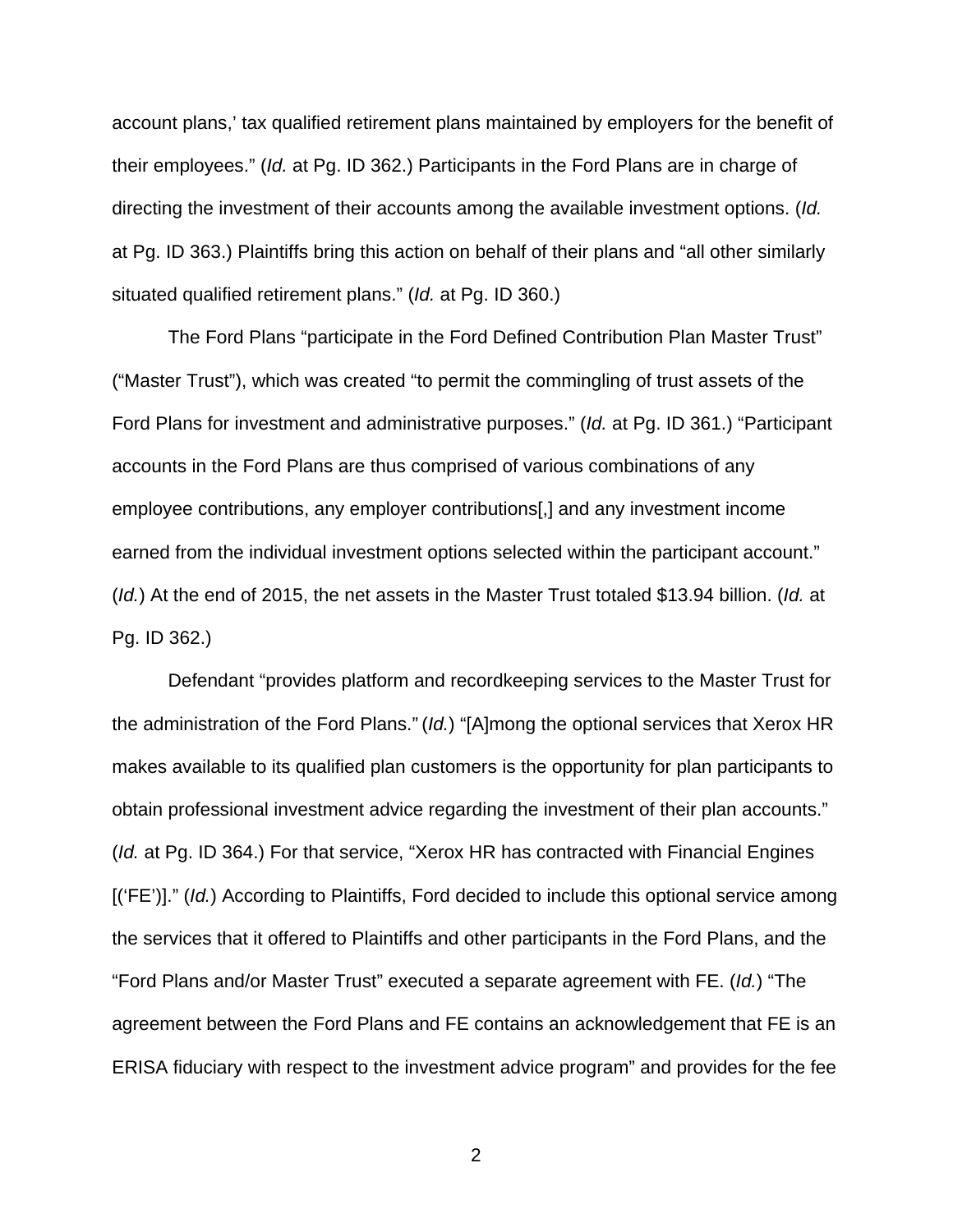account plans,' tax qualified retirement plans maintained by employers for the benefit of their employees." (*Id.* at Pg. ID 362.) Participants in the Ford Plans are in charge of directing the investment of their accounts among the available investment options. (*Id.* at Pg. ID 363.) Plaintiffs bring this action on behalf of their plans and "all other similarly situated qualified retirement plans." (*Id.* at Pg. ID 360.)

The Ford Plans "participate in the Ford Defined Contribution Plan Master Trust" ("Master Trust"), which was created "to permit the commingling of trust assets of the Ford Plans for investment and administrative purposes." (*Id.* at Pg. ID 361.) "Participant accounts in the Ford Plans are thus comprised of various combinations of any employee contributions, any employer contributions[,] and any investment income earned from the individual investment options selected within the participant account." (*Id.*) At the end of 2015, the net assets in the Master Trust totaled $13.94 billion. (*Id.* at Pg. ID 362.)

Defendant "provides platform and recordkeeping services to the Master Trust for the administration of the Ford Plans." (*Id.*) "[A]mong the optional services that Xerox HR makes available to its qualified plan customers is the opportunity for plan participants to obtain professional investment advice regarding the investment of their plan accounts." (*Id.* at Pg. ID 364.) For that service, "Xerox HR has contracted with Financial Engines [('FE')]." (*Id.*) According to Plaintiffs, Ford decided to include this optional service among the services that it offered to Plaintiffs and other participants in the Ford Plans, and the "Ford Plans and/or Master Trust" executed a separate agreement with FE. (*Id.*) "The agreement between the Ford Plans and FE contains an acknowledgement that FE is an ERISA fiduciary with respect to the investment advice program" and provides for the fee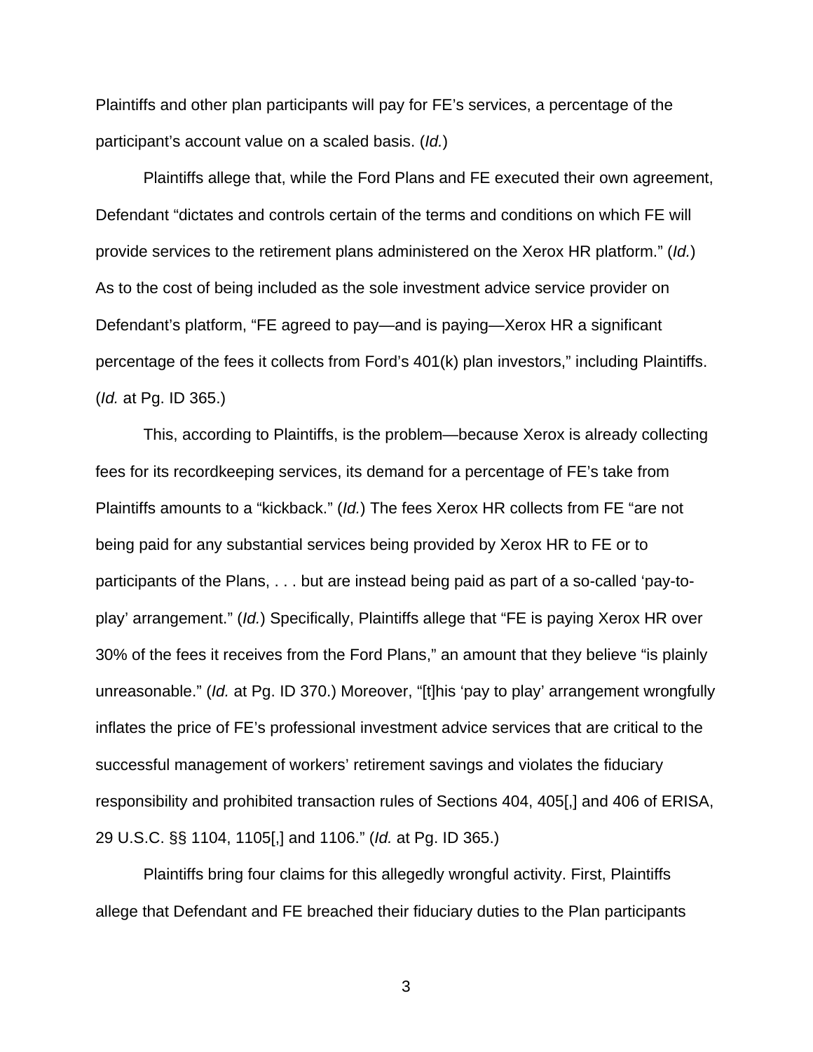Plaintiffs and other plan participants will pay for FE's services, a percentage of the participant's account value on a scaled basis. (*Id.*)

Plaintiffs allege that, while the Ford Plans and FE executed their own agreement, Defendant "dictates and controls certain of the terms and conditions on which FE will provide services to the retirement plans administered on the Xerox HR platform." (*Id.*) As to the cost of being included as the sole investment advice service provider on Defendant's platform, "FE agreed to pay—and is paying—Xerox HR a significant percentage of the fees it collects from Ford's 401(k) plan investors," including Plaintiffs. (*Id.* at Pg. ID 365.)

This, according to Plaintiffs, is the problem—because Xerox is already collecting fees for its recordkeeping services, its demand for a percentage of FE's take from Plaintiffs amounts to a "kickback." (*Id.*) The fees Xerox HR collects from FE "are not being paid for any substantial services being provided by Xerox HR to FE or to participants of the Plans, . . . but are instead being paid as part of a so-called 'pay-to-play' arrangement." (*Id.*) Specifically, Plaintiffs allege that "FE is paying Xerox HR over 30% of the fees it receives from the Ford Plans," an amount that they believe "is plainly unreasonable." (*Id.* at Pg. ID 370.) Moreover, "[t]his 'pay to play' arrangement wrongfully inflates the price of FE's professional investment advice services that are critical to the successful management of workers' retirement savings and violates the fiduciary responsibility and prohibited transaction rules of Sections 404, 405[,] and 406 of ERISA, 29 U.S.C. §§ 1104, 1105[,] and 1106." (*Id.* at Pg. ID 365.)

Plaintiffs bring four claims for this allegedly wrongful activity. First, Plaintiffs allege that Defendant and FE breached their fiduciary duties to the Plan participants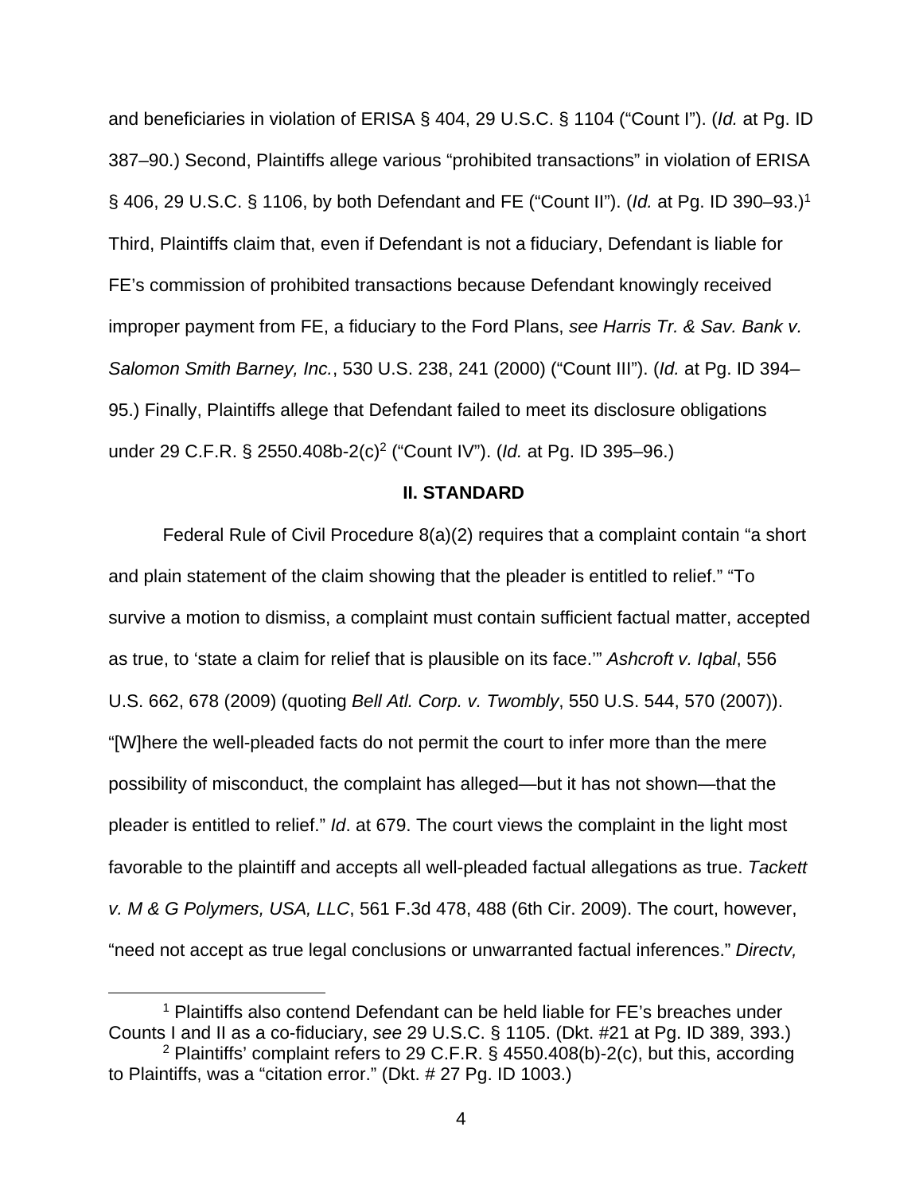and beneficiaries in violation of ERISA § 404, 29 U.S.C. § 1104 ("Count I"). (*Id.* at Pg. ID 387–90.) Second, Plaintiffs allege various "prohibited transactions" in violation of ERISA § 406, 29 U.S.C. § 1106, by both Defendant and FE ("Count II"). (*Id.* at Pg. ID 390–93.)[1] Third, Plaintiffs claim that, even if Defendant is not a fiduciary, Defendant is liable for FE's commission of prohibited transactions because Defendant knowingly received improper payment from FE, a fiduciary to the Ford Plans, *see Harris Tr. & Sav. Bank v. Salomon Smith Barney, Inc.*, 530 U.S. 238, 241 (2000) ("Count III"). (*Id.* at Pg. ID 394–95.) Finally, Plaintiffs allege that Defendant failed to meet its disclosure obligations under 29 C.F.R. § 2550.408b-2(c)[2] ("Count IV"). (*Id.* at Pg. ID 395–96.)

## II. STANDARD

Federal Rule of Civil Procedure 8(a)(2) requires that a complaint contain "a short and plain statement of the claim showing that the pleader is entitled to relief." "To survive a motion to dismiss, a complaint must contain sufficient factual matter, accepted as true, to 'state a claim for relief that is plausible on its face.'" *Ashcroft v. Iqbal*, 556 U.S. 662, 678 (2009) (quoting *Bell Atl. Corp. v. Twombly*, 550 U.S. 544, 570 (2007)). "[W]here the well-pleaded facts do not permit the court to infer more than the mere possibility of misconduct, the complaint has alleged—but it has not shown—that the pleader is entitled to relief." *Id*. at 679. The court views the complaint in the light most favorable to the plaintiff and accepts all well-pleaded factual allegations as true. *Tackett v. M & G Polymers, USA, LLC*, 561 F.3d 478, 488 (6th Cir. 2009). The court, however, "need not accept as true legal conclusions or unwarranted factual inferences." *Directv,*

[1] Plaintiffs also contend Defendant can be held liable for FE's breaches under Counts I and II as a co-fiduciary, *see* 29 U.S.C. § 1105. (Dkt. #21 at Pg. ID 389, 393.)

[2] Plaintiffs' complaint refers to 29 C.F.R. § 4550.408(b)-2(c), but this, according to Plaintiffs, was a "citation error." (Dkt. # 27 Pg. ID 1003.)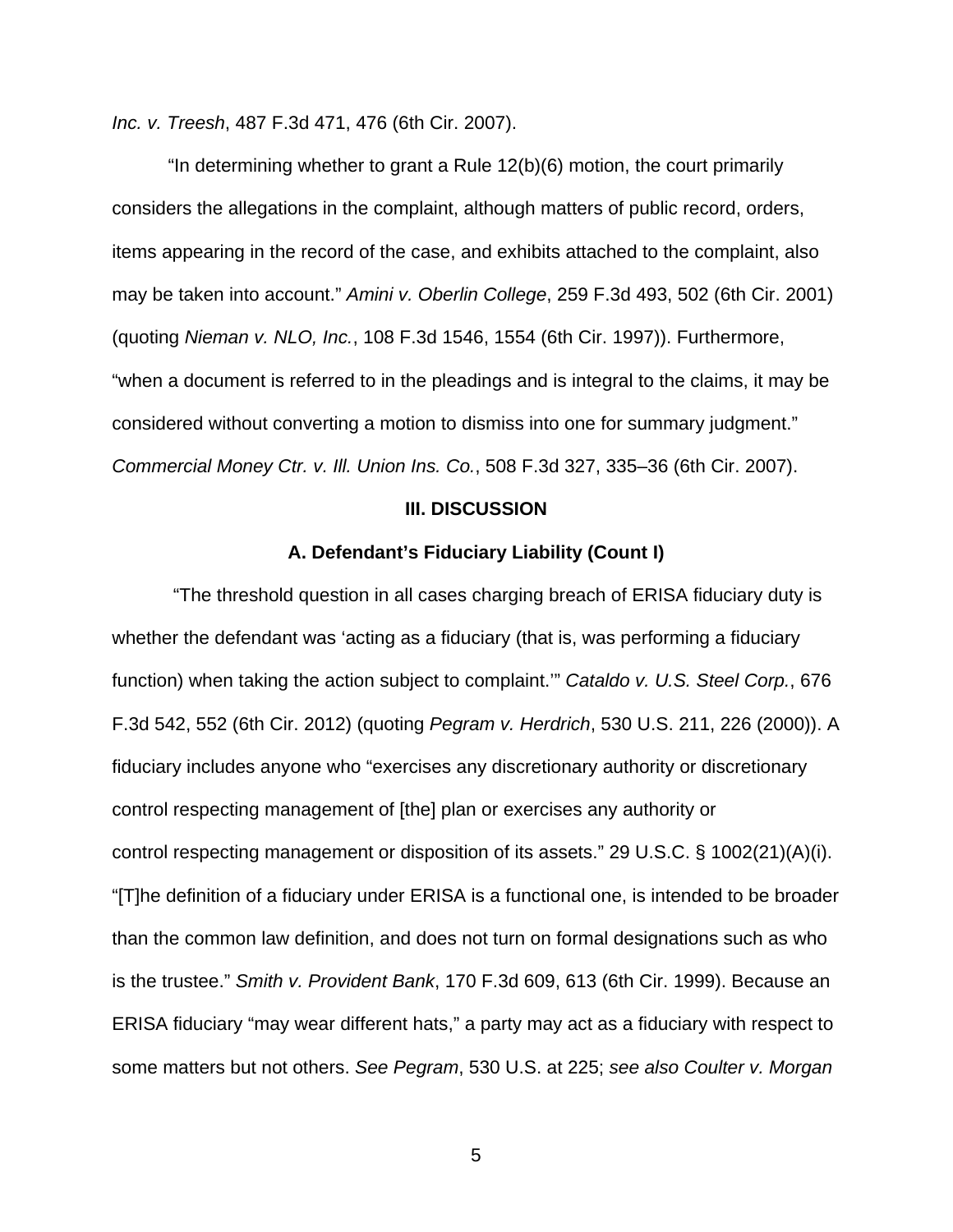*Inc. v. Treesh*, 487 F.3d 471, 476 (6th Cir. 2007).

"In determining whether to grant a Rule 12(b)(6) motion, the court primarily considers the allegations in the complaint, although matters of public record, orders, items appearing in the record of the case, and exhibits attached to the complaint, also may be taken into account." *Amini v. Oberlin College*, 259 F.3d 493, 502 (6th Cir. 2001) (quoting *Nieman v. NLO, Inc.*, 108 F.3d 1546, 1554 (6th Cir. 1997)). Furthermore, "when a document is referred to in the pleadings and is integral to the claims, it may be considered without converting a motion to dismiss into one for summary judgment." *Commercial Money Ctr. v. Ill. Union Ins. Co.*, 508 F.3d 327, 335–36 (6th Cir. 2007).

## III. DISCUSSION

### A. Defendant's Fiduciary Liability (Count I)

"The threshold question in all cases charging breach of ERISA fiduciary duty is whether the defendant was 'acting as a fiduciary (that is, was performing a fiduciary function) when taking the action subject to complaint.'" *Cataldo v. U.S. Steel Corp.*, 676 F.3d 542, 552 (6th Cir. 2012) (quoting *Pegram v. Herdrich*, 530 U.S. 211, 226 (2000)). A fiduciary includes anyone who "exercises any discretionary authority or discretionary control respecting management of [the] plan or exercises any authority or control respecting management or disposition of its assets." 29 U.S.C. § 1002(21)(A)(i). "[T]he definition of a fiduciary under ERISA is a functional one, is intended to be broader than the common law definition, and does not turn on formal designations such as who is the trustee." *Smith v. Provident Bank*, 170 F.3d 609, 613 (6th Cir. 1999). Because an ERISA fiduciary "may wear different hats," a party may act as a fiduciary with respect to some matters but not others. *See Pegram*, 530 U.S. at 225; *see also Coulter v. Morgan*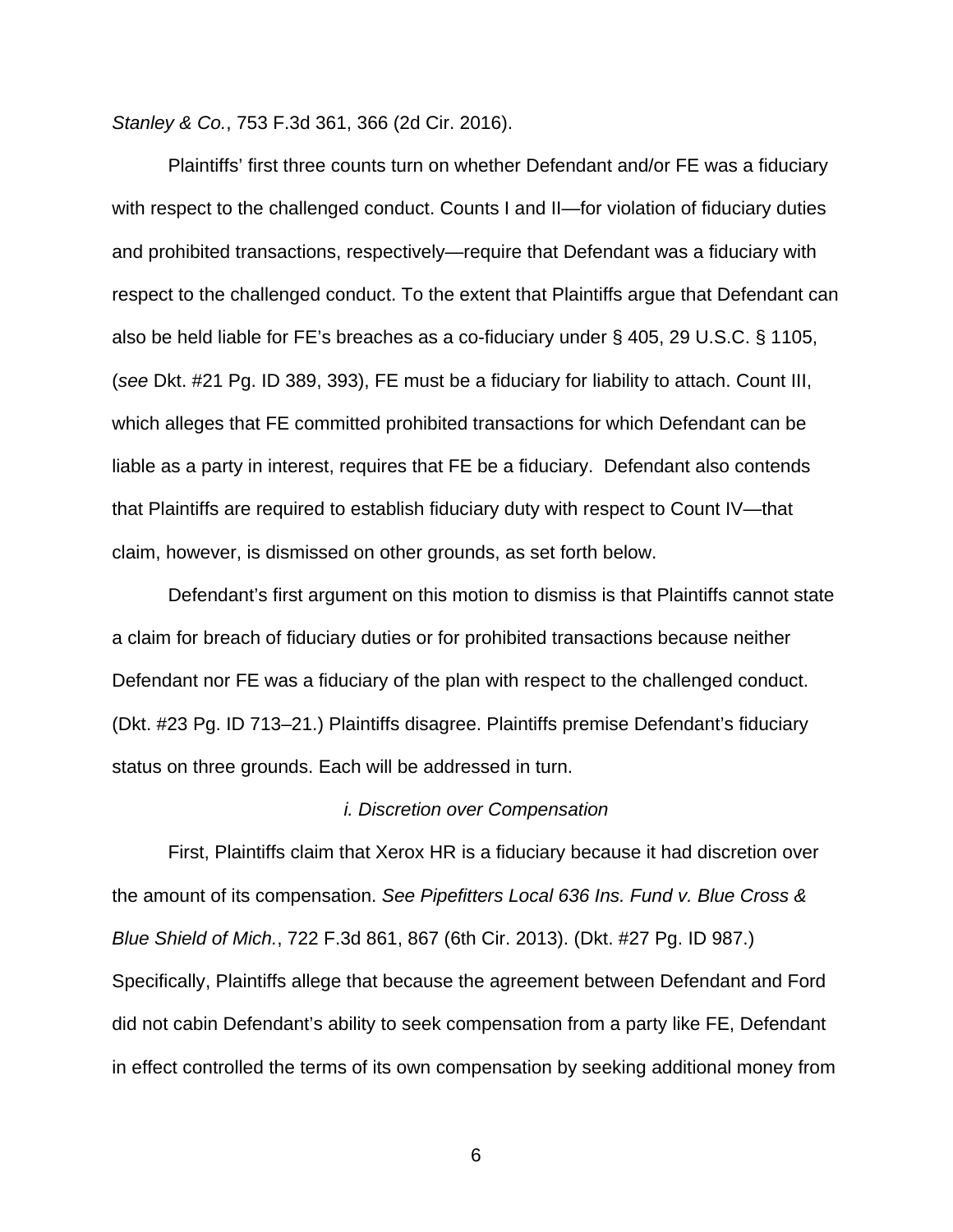*Stanley & Co.*, 753 F.3d 361, 366 (2d Cir. 2016).

Plaintiffs' first three counts turn on whether Defendant and/or FE was a fiduciary with respect to the challenged conduct. Counts I and II—for violation of fiduciary duties and prohibited transactions, respectively—require that Defendant was a fiduciary with respect to the challenged conduct. To the extent that Plaintiffs argue that Defendant can also be held liable for FE's breaches as a co-fiduciary under § 405, 29 U.S.C. § 1105, (*see* Dkt. #21 Pg. ID 389, 393), FE must be a fiduciary for liability to attach. Count III, which alleges that FE committed prohibited transactions for which Defendant can be liable as a party in interest, requires that FE be a fiduciary. Defendant also contends that Plaintiffs are required to establish fiduciary duty with respect to Count IV—that claim, however, is dismissed on other grounds, as set forth below.

Defendant's first argument on this motion to dismiss is that Plaintiffs cannot state a claim for breach of fiduciary duties or for prohibited transactions because neither Defendant nor FE was a fiduciary of the plan with respect to the challenged conduct. (Dkt. #23 Pg. ID 713–21.) Plaintiffs disagree. Plaintiffs premise Defendant's fiduciary status on three grounds. Each will be addressed in turn.

*i. Discretion over Compensation*

First, Plaintiffs claim that Xerox HR is a fiduciary because it had discretion over the amount of its compensation. *See Pipefitters Local 636 Ins. Fund v. Blue Cross & Blue Shield of Mich.*, 722 F.3d 861, 867 (6th Cir. 2013). (Dkt. #27 Pg. ID 987.) Specifically, Plaintiffs allege that because the agreement between Defendant and Ford did not cabin Defendant's ability to seek compensation from a party like FE, Defendant in effect controlled the terms of its own compensation by seeking additional money from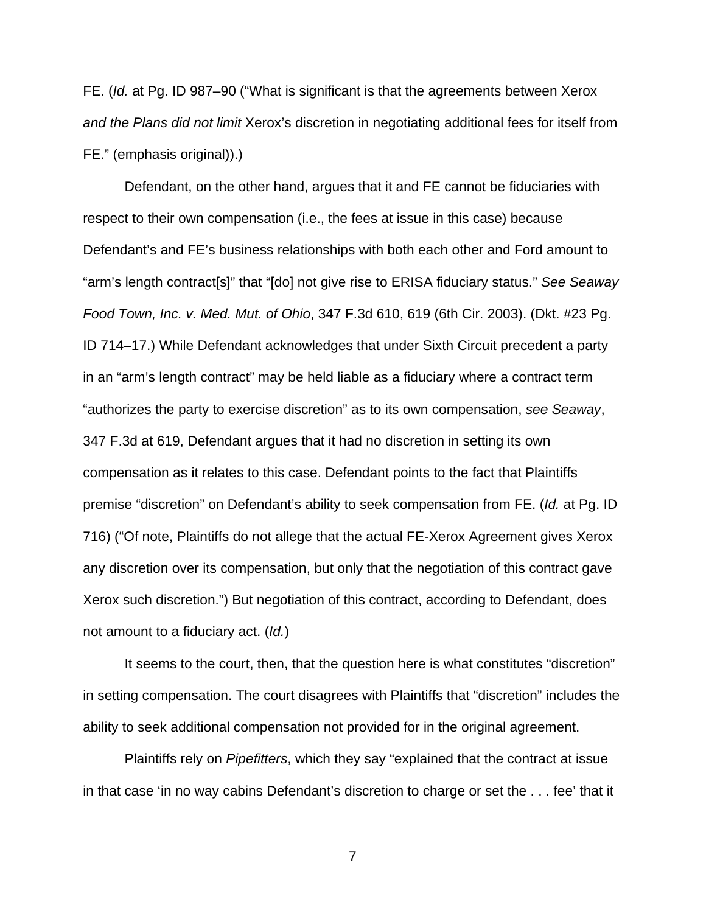FE. (*Id.* at Pg. ID 987–90 ("What is significant is that the agreements between Xerox *and the Plans did not limit* Xerox's discretion in negotiating additional fees for itself from FE." (emphasis original)).)

Defendant, on the other hand, argues that it and FE cannot be fiduciaries with respect to their own compensation (i.e., the fees at issue in this case) because Defendant's and FE's business relationships with both each other and Ford amount to "arm's length contract[s]" that "[do] not give rise to ERISA fiduciary status." *See Seaway Food Town, Inc. v. Med. Mut. of Ohio*, 347 F.3d 610, 619 (6th Cir. 2003). (Dkt. #23 Pg. ID 714–17.) While Defendant acknowledges that under Sixth Circuit precedent a party in an "arm's length contract" may be held liable as a fiduciary where a contract term "authorizes the party to exercise discretion" as to its own compensation, *see Seaway*, 347 F.3d at 619, Defendant argues that it had no discretion in setting its own compensation as it relates to this case. Defendant points to the fact that Plaintiffs premise "discretion" on Defendant's ability to seek compensation from FE. (*Id.* at Pg. ID 716) ("Of note, Plaintiffs do not allege that the actual FE-Xerox Agreement gives Xerox any discretion over its compensation, but only that the negotiation of this contract gave Xerox such discretion.") But negotiation of this contract, according to Defendant, does not amount to a fiduciary act. (*Id.*)

It seems to the court, then, that the question here is what constitutes "discretion" in setting compensation. The court disagrees with Plaintiffs that "discretion" includes the ability to seek additional compensation not provided for in the original agreement.

Plaintiffs rely on *Pipefitters*, which they say "explained that the contract at issue in that case 'in no way cabins Defendant's discretion to charge or set the . . . fee' that it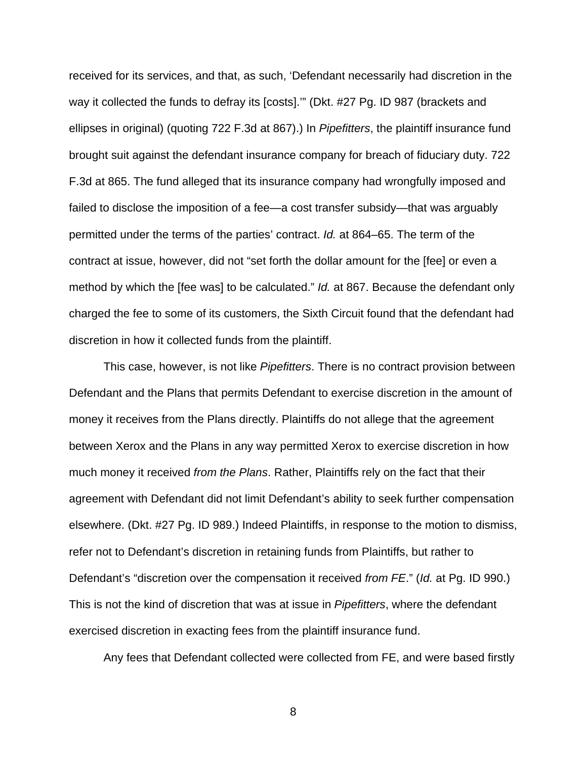received for its services, and that, as such, 'Defendant necessarily had discretion in the way it collected the funds to defray its [costs].'" (Dkt. #27 Pg. ID 987 (brackets and ellipses in original) (quoting 722 F.3d at 867).) In *Pipefitters*, the plaintiff insurance fund brought suit against the defendant insurance company for breach of fiduciary duty. 722 F.3d at 865. The fund alleged that its insurance company had wrongfully imposed and failed to disclose the imposition of a fee—a cost transfer subsidy—that was arguably permitted under the terms of the parties' contract. *Id.* at 864–65. The term of the contract at issue, however, did not "set forth the dollar amount for the [fee] or even a method by which the [fee was] to be calculated." *Id.* at 867. Because the defendant only charged the fee to some of its customers, the Sixth Circuit found that the defendant had discretion in how it collected funds from the plaintiff.

This case, however, is not like *Pipefitters*. There is no contract provision between Defendant and the Plans that permits Defendant to exercise discretion in the amount of money it receives from the Plans directly. Plaintiffs do not allege that the agreement between Xerox and the Plans in any way permitted Xerox to exercise discretion in how much money it received *from the Plans*. Rather, Plaintiffs rely on the fact that their agreement with Defendant did not limit Defendant's ability to seek further compensation elsewhere. (Dkt. #27 Pg. ID 989.) Indeed Plaintiffs, in response to the motion to dismiss, refer not to Defendant's discretion in retaining funds from Plaintiffs, but rather to Defendant's "discretion over the compensation it received *from FE*." (*Id.* at Pg. ID 990.) This is not the kind of discretion that was at issue in *Pipefitters*, where the defendant exercised discretion in exacting fees from the plaintiff insurance fund.

Any fees that Defendant collected were collected from FE, and were based firstly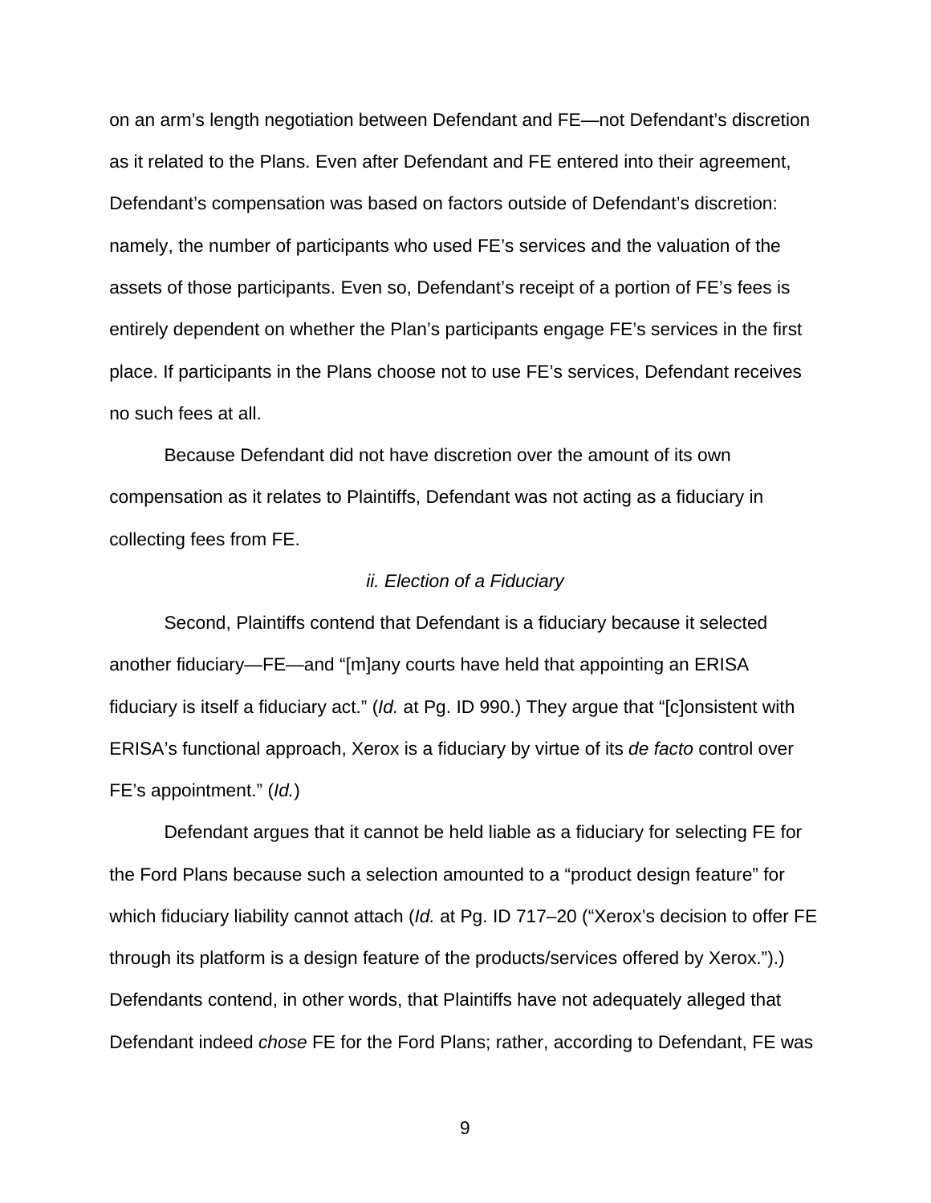on an arm's length negotiation between Defendant and FE—not Defendant's discretion as it related to the Plans. Even after Defendant and FE entered into their agreement, Defendant's compensation was based on factors outside of Defendant's discretion: namely, the number of participants who used FE's services and the valuation of the assets of those participants. Even so, Defendant's receipt of a portion of FE's fees is entirely dependent on whether the Plan's participants engage FE's services in the first place. If participants in the Plans choose not to use FE's services, Defendant receives no such fees at all.

Because Defendant did not have discretion over the amount of its own compensation as it relates to Plaintiffs, Defendant was not acting as a fiduciary in collecting fees from FE.

*ii. Election of a Fiduciary*

Second, Plaintiffs contend that Defendant is a fiduciary because it selected another fiduciary—FE—and "[m]any courts have held that appointing an ERISA fiduciary is itself a fiduciary act." (*Id.* at Pg. ID 990.) They argue that "[c]onsistent with ERISA's functional approach, Xerox is a fiduciary by virtue of its *de facto* control over FE's appointment." (*Id.*)

Defendant argues that it cannot be held liable as a fiduciary for selecting FE for the Ford Plans because such a selection amounted to a "product design feature" for which fiduciary liability cannot attach (*Id.* at Pg. ID 717–20 ("Xerox's decision to offer FE through its platform is a design feature of the products/services offered by Xerox.").) Defendants contend, in other words, that Plaintiffs have not adequately alleged that Defendant indeed *chose* FE for the Ford Plans; rather, according to Defendant, FE was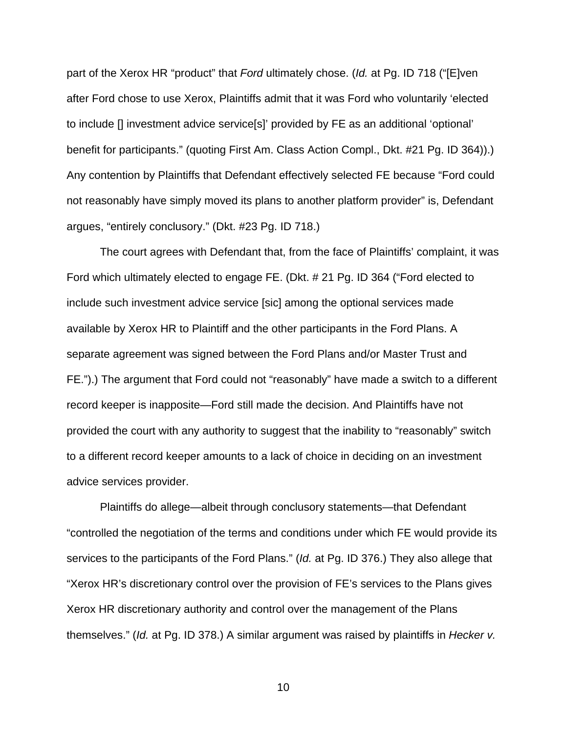part of the Xerox HR "product" that *Ford* ultimately chose. (*Id.* at Pg. ID 718 ("[E]ven after Ford chose to use Xerox, Plaintiffs admit that it was Ford who voluntarily 'elected to include [] investment advice service[s]' provided by FE as an additional 'optional' benefit for participants." (quoting First Am. Class Action Compl., Dkt. #21 Pg. ID 364)).) Any contention by Plaintiffs that Defendant effectively selected FE because "Ford could not reasonably have simply moved its plans to another platform provider" is, Defendant argues, "entirely conclusory." (Dkt. #23 Pg. ID 718.)

The court agrees with Defendant that, from the face of Plaintiffs' complaint, it was Ford which ultimately elected to engage FE. (Dkt. # 21 Pg. ID 364 ("Ford elected to include such investment advice service [sic] among the optional services made available by Xerox HR to Plaintiff and the other participants in the Ford Plans. A separate agreement was signed between the Ford Plans and/or Master Trust and FE.").) The argument that Ford could not "reasonably" have made a switch to a different record keeper is inapposite—Ford still made the decision. And Plaintiffs have not provided the court with any authority to suggest that the inability to "reasonably" switch to a different record keeper amounts to a lack of choice in deciding on an investment advice services provider.

Plaintiffs do allege—albeit through conclusory statements—that Defendant "controlled the negotiation of the terms and conditions under which FE would provide its services to the participants of the Ford Plans." (*Id.* at Pg. ID 376.) They also allege that "Xerox HR's discretionary control over the provision of FE's services to the Plans gives Xerox HR discretionary authority and control over the management of the Plans themselves." (*Id.* at Pg. ID 378.) A similar argument was raised by plaintiffs in *Hecker v.*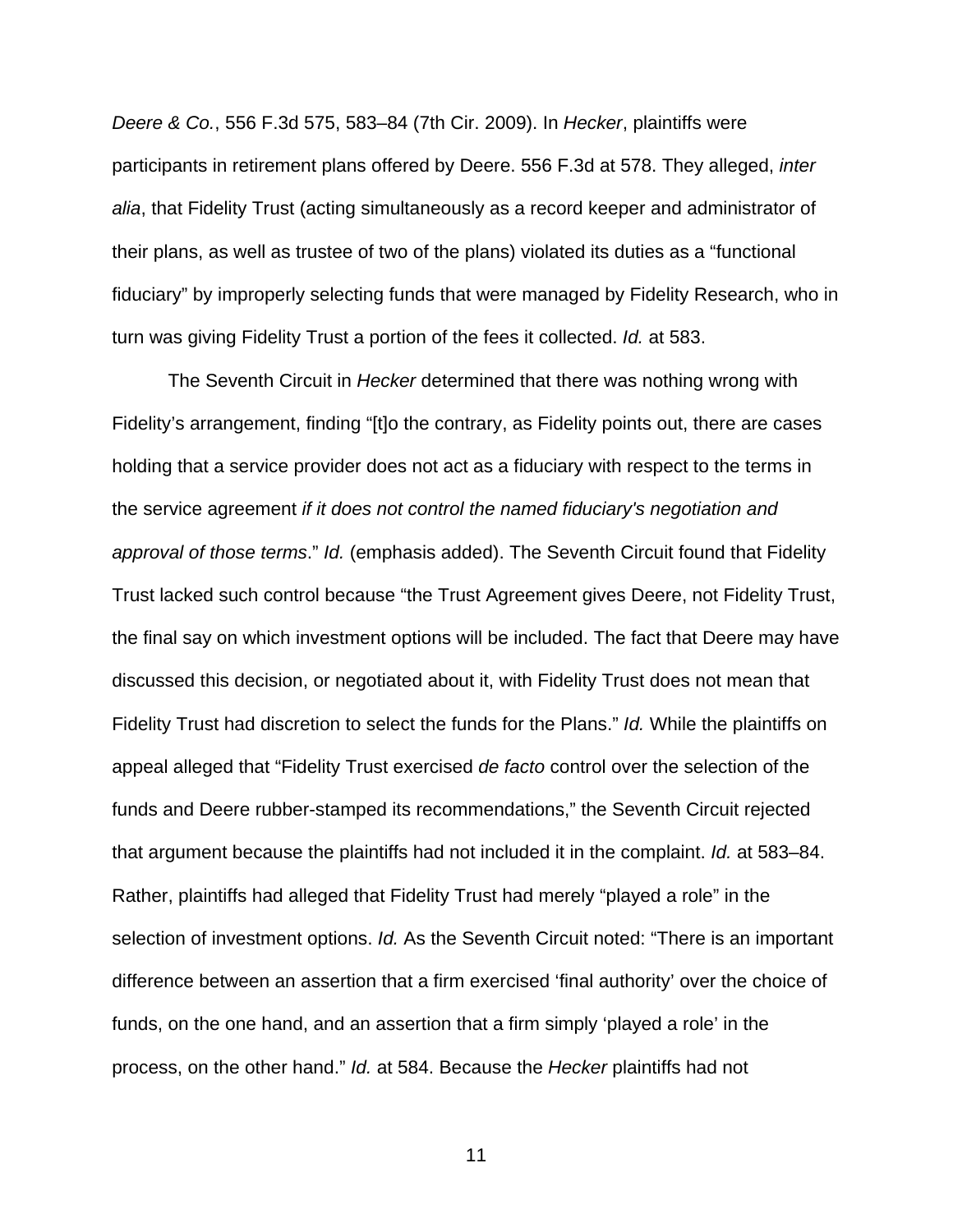*Deere & Co.*, 556 F.3d 575, 583–84 (7th Cir. 2009). In *Hecker*, plaintiffs were participants in retirement plans offered by Deere. 556 F.3d at 578. They alleged, *inter alia*, that Fidelity Trust (acting simultaneously as a record keeper and administrator of their plans, as well as trustee of two of the plans) violated its duties as a "functional fiduciary" by improperly selecting funds that were managed by Fidelity Research, who in turn was giving Fidelity Trust a portion of the fees it collected. *Id.* at 583.

The Seventh Circuit in *Hecker* determined that there was nothing wrong with Fidelity's arrangement, finding "[t]o the contrary, as Fidelity points out, there are cases holding that a service provider does not act as a fiduciary with respect to the terms in the service agreement *if it does not control the named fiduciary's negotiation and approval of those terms*." *Id.* (emphasis added). The Seventh Circuit found that Fidelity Trust lacked such control because "the Trust Agreement gives Deere, not Fidelity Trust, the final say on which investment options will be included. The fact that Deere may have discussed this decision, or negotiated about it, with Fidelity Trust does not mean that Fidelity Trust had discretion to select the funds for the Plans." *Id.* While the plaintiffs on appeal alleged that "Fidelity Trust exercised *de facto* control over the selection of the funds and Deere rubber-stamped its recommendations," the Seventh Circuit rejected that argument because the plaintiffs had not included it in the complaint. *Id.* at 583–84. Rather, plaintiffs had alleged that Fidelity Trust had merely "played a role" in the selection of investment options. *Id.* As the Seventh Circuit noted: "There is an important difference between an assertion that a firm exercised 'final authority' over the choice of funds, on the one hand, and an assertion that a firm simply 'played a role' in the process, on the other hand." *Id.* at 584. Because the *Hecker* plaintiffs had not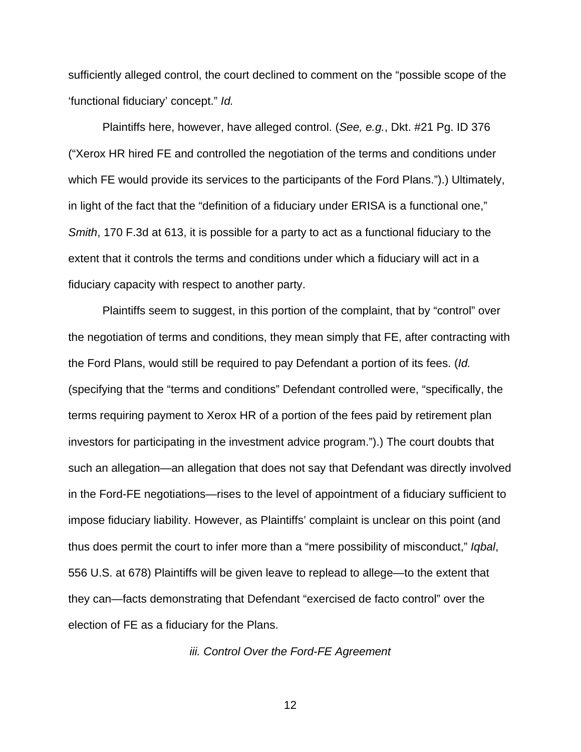sufficiently alleged control, the court declined to comment on the "possible scope of the 'functional fiduciary' concept." *Id.*

Plaintiffs here, however, have alleged control. (*See, e.g.*, Dkt. #21 Pg. ID 376 ("Xerox HR hired FE and controlled the negotiation of the terms and conditions under which FE would provide its services to the participants of the Ford Plans.").) Ultimately, in light of the fact that the "definition of a fiduciary under ERISA is a functional one," *Smith*, 170 F.3d at 613, it is possible for a party to act as a functional fiduciary to the extent that it controls the terms and conditions under which a fiduciary will act in a fiduciary capacity with respect to another party.

Plaintiffs seem to suggest, in this portion of the complaint, that by "control" over the negotiation of terms and conditions, they mean simply that FE, after contracting with the Ford Plans, would still be required to pay Defendant a portion of its fees. (*Id.* (specifying that the "terms and conditions" Defendant controlled were, "specifically, the terms requiring payment to Xerox HR of a portion of the fees paid by retirement plan investors for participating in the investment advice program.").) The court doubts that such an allegation—an allegation that does not say that Defendant was directly involved in the Ford-FE negotiations—rises to the level of appointment of a fiduciary sufficient to impose fiduciary liability. However, as Plaintiffs' complaint is unclear on this point (and thus does permit the court to infer more than a "mere possibility of misconduct," *Iqbal*, 556 U.S. at 678) Plaintiffs will be given leave to replead to allege—to the extent that they can—facts demonstrating that Defendant "exercised de facto control" over the election of FE as a fiduciary for the Plans.

*iii. Control Over the Ford-FE Agreement*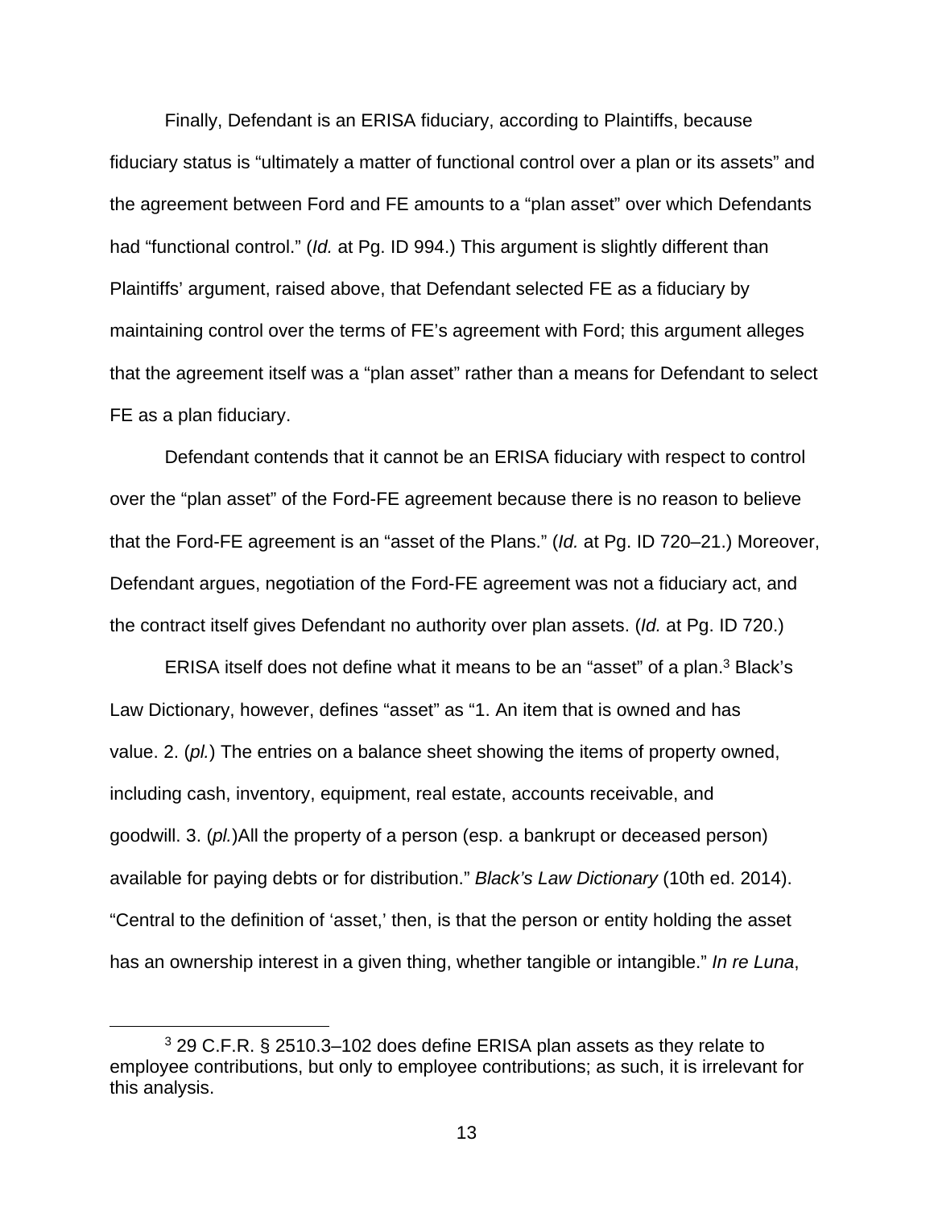Finally, Defendant is an ERISA fiduciary, according to Plaintiffs, because fiduciary status is "ultimately a matter of functional control over a plan or its assets" and the agreement between Ford and FE amounts to a "plan asset" over which Defendants had "functional control." (*Id.* at Pg. ID 994.) This argument is slightly different than Plaintiffs' argument, raised above, that Defendant selected FE as a fiduciary by maintaining control over the terms of FE's agreement with Ford; this argument alleges that the agreement itself was a "plan asset" rather than a means for Defendant to select FE as a plan fiduciary.

Defendant contends that it cannot be an ERISA fiduciary with respect to control over the "plan asset" of the Ford-FE agreement because there is no reason to believe that the Ford-FE agreement is an "asset of the Plans." (*Id.* at Pg. ID 720–21.) Moreover, Defendant argues, negotiation of the Ford-FE agreement was not a fiduciary act, and the contract itself gives Defendant no authority over plan assets. (*Id.* at Pg. ID 720.)

ERISA itself does not define what it means to be an "asset" of a plan.[3] Black's Law Dictionary, however, defines "asset" as "1. An item that is owned and has value. 2. (*pl.*) The entries on a balance sheet showing the items of property owned, including cash, inventory, equipment, real estate, accounts receivable, and goodwill. 3. (*pl.*)All the property of a person (esp. a bankrupt or deceased person) available for paying debts or for distribution." *Black's Law Dictionary* (10th ed. 2014). "Central to the definition of 'asset,' then, is that the person or entity holding the asset has an ownership interest in a given thing, whether tangible or intangible." *In re Luna*,

[3] 29 C.F.R. § 2510.3–102 does define ERISA plan assets as they relate to employee contributions, but only to employee contributions; as such, it is irrelevant for this analysis.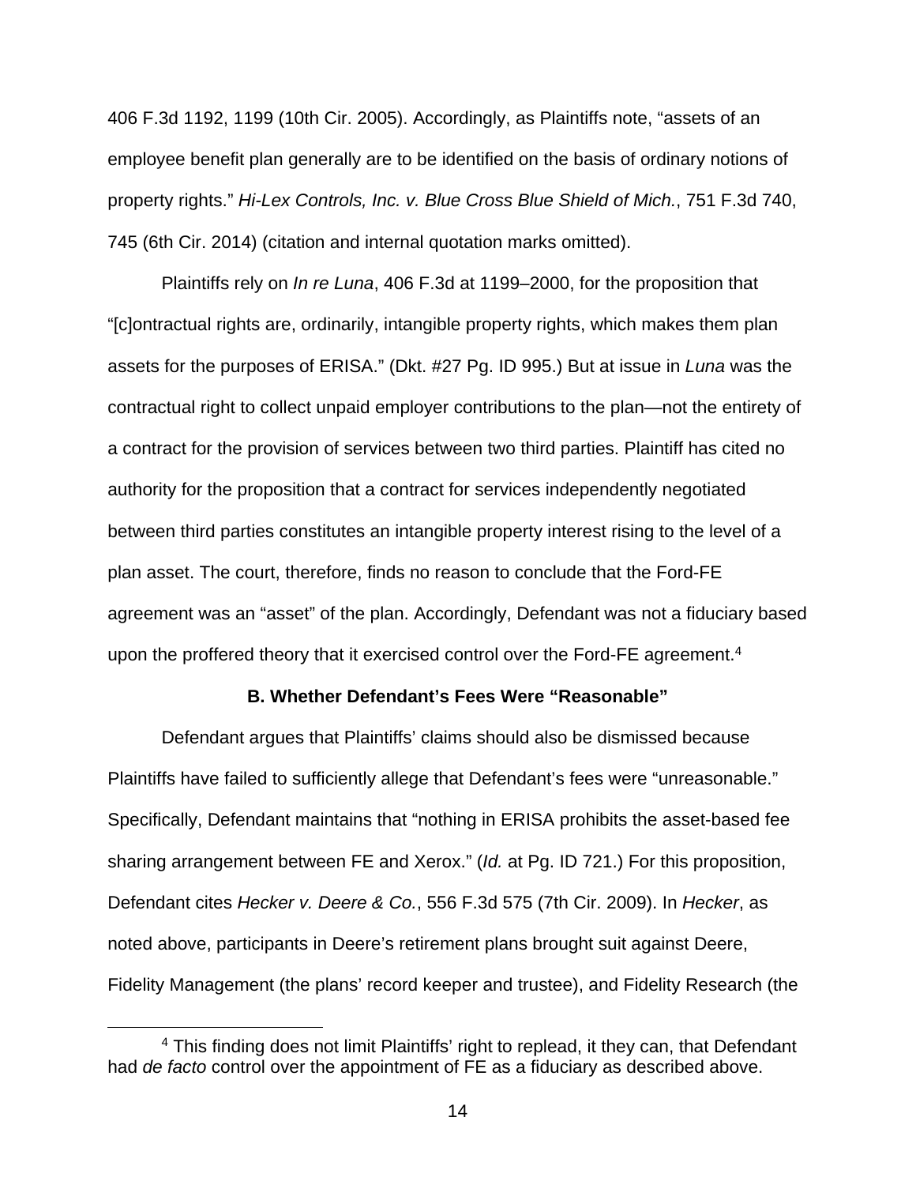406 F.3d 1192, 1199 (10th Cir. 2005). Accordingly, as Plaintiffs note, "assets of an employee benefit plan generally are to be identified on the basis of ordinary notions of property rights." *Hi-Lex Controls, Inc. v. Blue Cross Blue Shield of Mich.*, 751 F.3d 740, 745 (6th Cir. 2014) (citation and internal quotation marks omitted).

Plaintiffs rely on *In re Luna*, 406 F.3d at 1199–2000, for the proposition that "[c]ontractual rights are, ordinarily, intangible property rights, which makes them plan assets for the purposes of ERISA." (Dkt. #27 Pg. ID 995.) But at issue in *Luna* was the contractual right to collect unpaid employer contributions to the plan—not the entirety of a contract for the provision of services between two third parties. Plaintiff has cited no authority for the proposition that a contract for services independently negotiated between third parties constitutes an intangible property interest rising to the level of a plan asset. The court, therefore, finds no reason to conclude that the Ford-FE agreement was an "asset" of the plan. Accordingly, Defendant was not a fiduciary based upon the proffered theory that it exercised control over the Ford-FE agreement.[4]

### B. Whether Defendant's Fees Were "Reasonable"

Defendant argues that Plaintiffs' claims should also be dismissed because Plaintiffs have failed to sufficiently allege that Defendant's fees were "unreasonable." Specifically, Defendant maintains that "nothing in ERISA prohibits the asset-based fee sharing arrangement between FE and Xerox." (*Id.* at Pg. ID 721.) For this proposition, Defendant cites *Hecker v. Deere & Co.*, 556 F.3d 575 (7th Cir. 2009). In *Hecker*, as noted above, participants in Deere's retirement plans brought suit against Deere, Fidelity Management (the plans' record keeper and trustee), and Fidelity Research (the

---

[4] This finding does not limit Plaintiffs' right to replead, it they can, that Defendant had *de facto* control over the appointment of FE as a fiduciary as described above.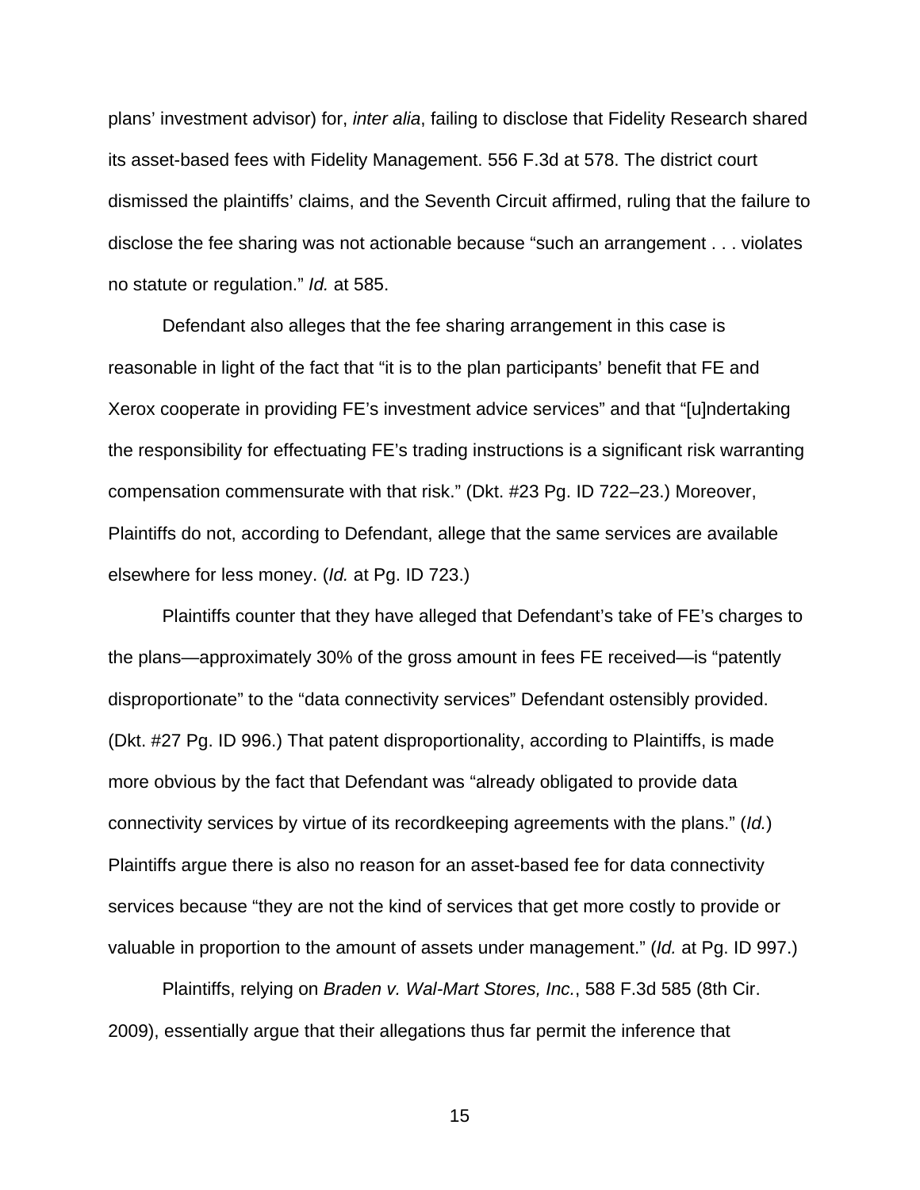plans' investment advisor) for, *inter alia*, failing to disclose that Fidelity Research shared its asset-based fees with Fidelity Management. 556 F.3d at 578. The district court dismissed the plaintiffs' claims, and the Seventh Circuit affirmed, ruling that the failure to disclose the fee sharing was not actionable because "such an arrangement . . . violates no statute or regulation." *Id.* at 585.

Defendant also alleges that the fee sharing arrangement in this case is reasonable in light of the fact that "it is to the plan participants' benefit that FE and Xerox cooperate in providing FE's investment advice services" and that "[u]ndertaking the responsibility for effectuating FE's trading instructions is a significant risk warranting compensation commensurate with that risk." (Dkt. #23 Pg. ID 722–23.) Moreover, Plaintiffs do not, according to Defendant, allege that the same services are available elsewhere for less money. (*Id.* at Pg. ID 723.)

Plaintiffs counter that they have alleged that Defendant's take of FE's charges to the plans—approximately 30% of the gross amount in fees FE received—is "patently disproportionate" to the "data connectivity services" Defendant ostensibly provided. (Dkt. #27 Pg. ID 996.) That patent disproportionality, according to Plaintiffs, is made more obvious by the fact that Defendant was "already obligated to provide data connectivity services by virtue of its recordkeeping agreements with the plans." (*Id.*) Plaintiffs argue there is also no reason for an asset-based fee for data connectivity services because "they are not the kind of services that get more costly to provide or valuable in proportion to the amount of assets under management." (*Id.* at Pg. ID 997.)

Plaintiffs, relying on *Braden v. Wal-Mart Stores, Inc.*, 588 F.3d 585 (8th Cir. 2009), essentially argue that their allegations thus far permit the inference that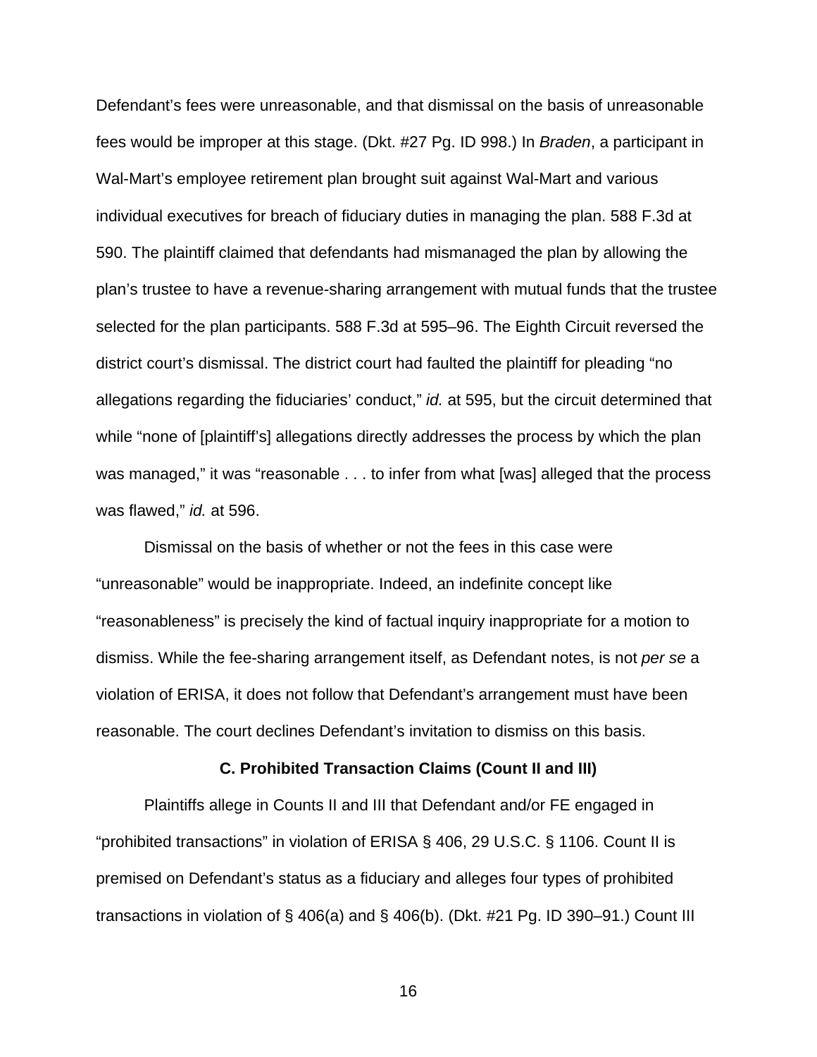Defendant's fees were unreasonable, and that dismissal on the basis of unreasonable fees would be improper at this stage. (Dkt. #27 Pg. ID 998.) In *Braden*, a participant in Wal-Mart's employee retirement plan brought suit against Wal-Mart and various individual executives for breach of fiduciary duties in managing the plan. 588 F.3d at 590. The plaintiff claimed that defendants had mismanaged the plan by allowing the plan's trustee to have a revenue-sharing arrangement with mutual funds that the trustee selected for the plan participants. 588 F.3d at 595–96. The Eighth Circuit reversed the district court's dismissal. The district court had faulted the plaintiff for pleading "no allegations regarding the fiduciaries' conduct," *id.* at 595, but the circuit determined that while "none of [plaintiff's] allegations directly addresses the process by which the plan was managed," it was "reasonable . . . to infer from what [was] alleged that the process was flawed," *id.* at 596.

Dismissal on the basis of whether or not the fees in this case were "unreasonable" would be inappropriate. Indeed, an indefinite concept like "reasonableness" is precisely the kind of factual inquiry inappropriate for a motion to dismiss. While the fee-sharing arrangement itself, as Defendant notes, is not *per se* a violation of ERISA, it does not follow that Defendant's arrangement must have been reasonable. The court declines Defendant's invitation to dismiss on this basis.

**C. Prohibited Transaction Claims (Count II and III)**

Plaintiffs allege in Counts II and III that Defendant and/or FE engaged in "prohibited transactions" in violation of ERISA § 406, 29 U.S.C. § 1106. Count II is premised on Defendant's status as a fiduciary and alleges four types of prohibited transactions in violation of § 406(a) and § 406(b). (Dkt. #21 Pg. ID 390–91.) Count III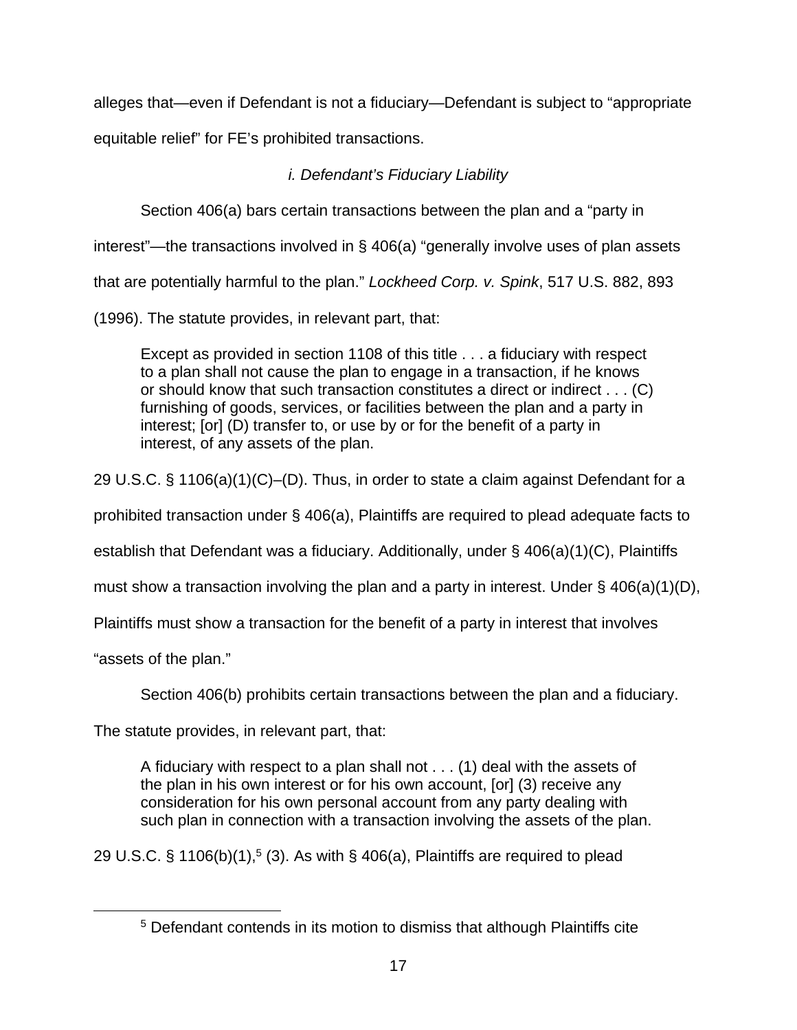alleges that—even if Defendant is not a fiduciary—Defendant is subject to "appropriate equitable relief" for FE's prohibited transactions.

*i. Defendant's Fiduciary Liability*

Section 406(a) bars certain transactions between the plan and a "party in interest"—the transactions involved in § 406(a) "generally involve uses of plan assets that are potentially harmful to the plan." *Lockheed Corp. v. Spink*, 517 U.S. 882, 893 (1996). The statute provides, in relevant part, that:

> Except as provided in section 1108 of this title . . . a fiduciary with respect to a plan shall not cause the plan to engage in a transaction, if he knows or should know that such transaction constitutes a direct or indirect . . . (C) furnishing of goods, services, or facilities between the plan and a party in interest; [or] (D) transfer to, or use by or for the benefit of a party in interest, of any assets of the plan.

29 U.S.C. § 1106(a)(1)(C)–(D). Thus, in order to state a claim against Defendant for a prohibited transaction under § 406(a), Plaintiffs are required to plead adequate facts to establish that Defendant was a fiduciary. Additionally, under § 406(a)(1)(C), Plaintiffs must show a transaction involving the plan and a party in interest. Under § 406(a)(1)(D), Plaintiffs must show a transaction for the benefit of a party in interest that involves "assets of the plan."

Section 406(b) prohibits certain transactions between the plan and a fiduciary. The statute provides, in relevant part, that:

> A fiduciary with respect to a plan shall not . . . (1) deal with the assets of the plan in his own interest or for his own account, [or] (3) receive any consideration for his own personal account from any party dealing with such plan in connection with a transaction involving the assets of the plan.

29 U.S.C. § 1106(b)(1),[5] (3). As with § 406(a), Plaintiffs are required to plead

[5] Defendant contends in its motion to dismiss that although Plaintiffs cite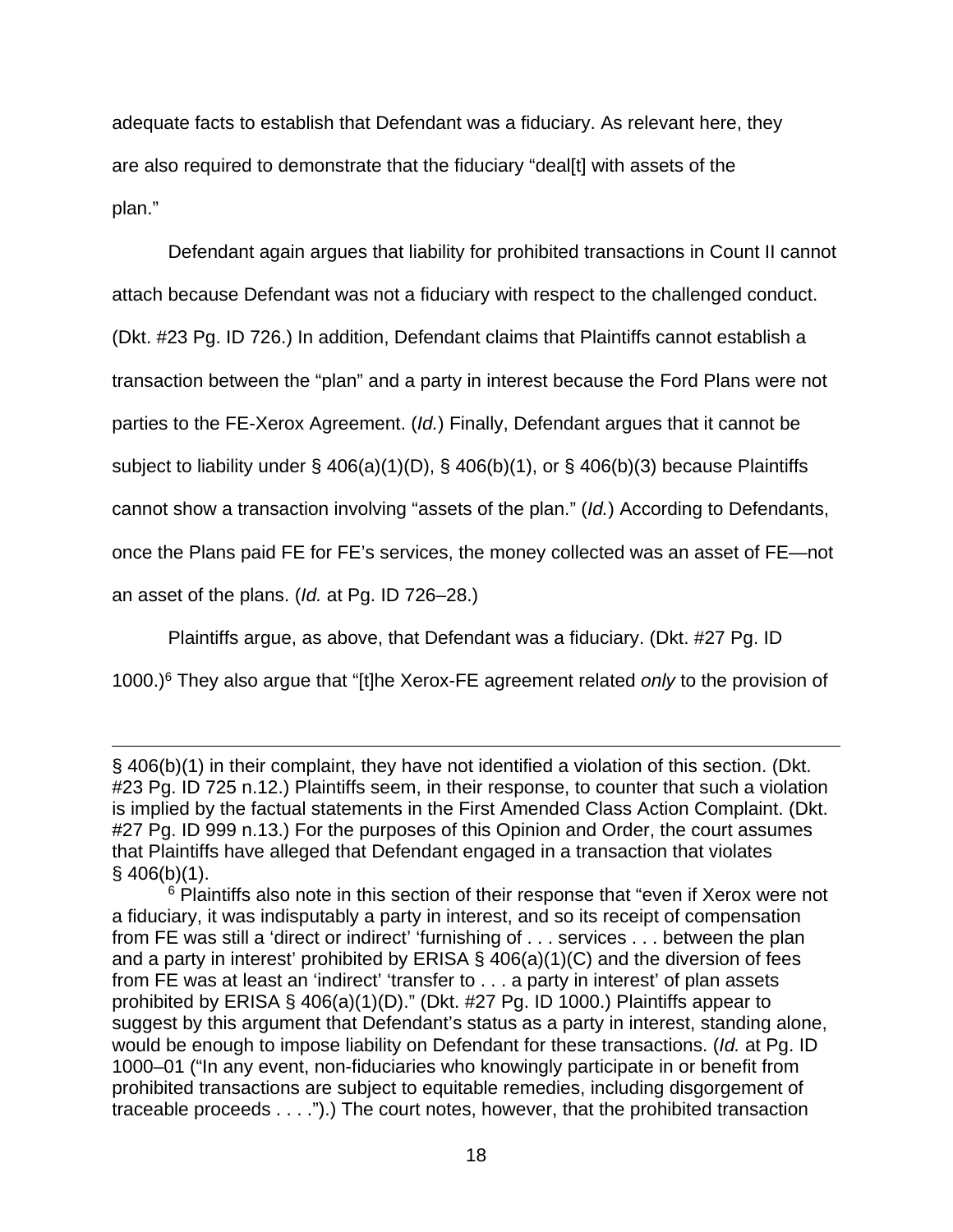adequate facts to establish that Defendant was a fiduciary. As relevant here, they are also required to demonstrate that the fiduciary "deal[t] with assets of the plan."

Defendant again argues that liability for prohibited transactions in Count II cannot attach because Defendant was not a fiduciary with respect to the challenged conduct. (Dkt. #23 Pg. ID 726.) In addition, Defendant claims that Plaintiffs cannot establish a transaction between the "plan" and a party in interest because the Ford Plans were not parties to the FE-Xerox Agreement. (*Id.*) Finally, Defendant argues that it cannot be subject to liability under § 406(a)(1)(D), § 406(b)(1), or § 406(b)(3) because Plaintiffs cannot show a transaction involving "assets of the plan." (*Id.*) According to Defendants, once the Plans paid FE for FE's services, the money collected was an asset of FE—not an asset of the plans. (*Id.* at Pg. ID 726–28.)

Plaintiffs argue, as above, that Defendant was a fiduciary. (Dkt. #27 Pg. ID 1000.)[6] They also argue that "[t]he Xerox-FE agreement related *only* to the provision of

---

§ 406(b)(1) in their complaint, they have not identified a violation of this section. (Dkt. #23 Pg. ID 725 n.12.) Plaintiffs seem, in their response, to counter that such a violation is implied by the factual statements in the First Amended Class Action Complaint. (Dkt. #27 Pg. ID 999 n.13.) For the purposes of this Opinion and Order, the court assumes that Plaintiffs have alleged that Defendant engaged in a transaction that violates § 406(b)(1).

[6] Plaintiffs also note in this section of their response that "even if Xerox were not a fiduciary, it was indisputably a party in interest, and so its receipt of compensation from FE was still a 'direct or indirect' 'furnishing of . . . services . . . between the plan and a party in interest' prohibited by ERISA § 406(a)(1)(C) and the diversion of fees from FE was at least an 'indirect' 'transfer to . . . a party in interest' of plan assets prohibited by ERISA § 406(a)(1)(D)." (Dkt. #27 Pg. ID 1000.) Plaintiffs appear to suggest by this argument that Defendant's status as a party in interest, standing alone, would be enough to impose liability on Defendant for these transactions. (*Id.* at Pg. ID 1000–01 ("In any event, non-fiduciaries who knowingly participate in or benefit from prohibited transactions are subject to equitable remedies, including disgorgement of traceable proceeds . . . .").) The court notes, however, that the prohibited transaction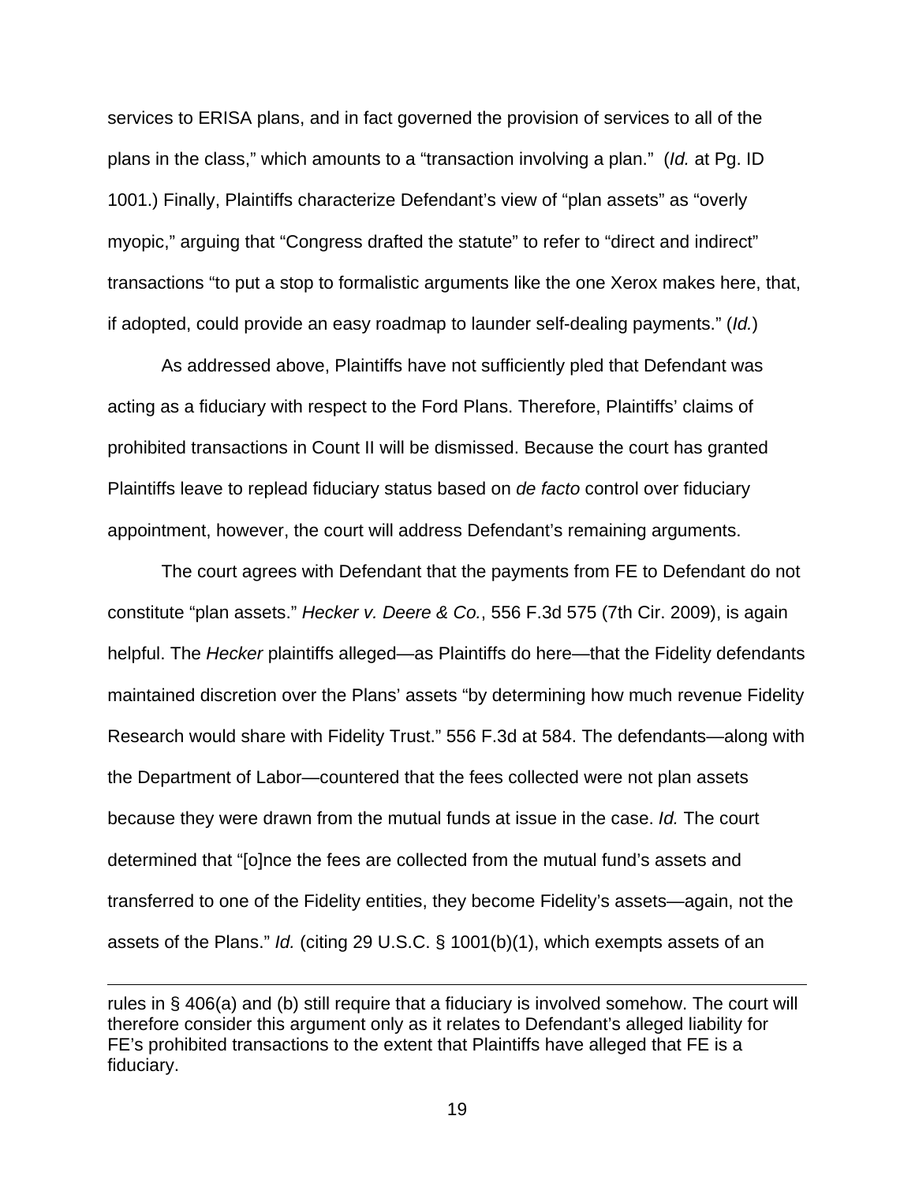services to ERISA plans, and in fact governed the provision of services to all of the plans in the class," which amounts to a "transaction involving a plan." (*Id.* at Pg. ID 1001.) Finally, Plaintiffs characterize Defendant's view of "plan assets" as "overly myopic," arguing that "Congress drafted the statute" to refer to "direct and indirect" transactions "to put a stop to formalistic arguments like the one Xerox makes here, that, if adopted, could provide an easy roadmap to launder self-dealing payments." (*Id.*)

As addressed above, Plaintiffs have not sufficiently pled that Defendant was acting as a fiduciary with respect to the Ford Plans. Therefore, Plaintiffs' claims of prohibited transactions in Count II will be dismissed. Because the court has granted Plaintiffs leave to replead fiduciary status based on *de facto* control over fiduciary appointment, however, the court will address Defendant's remaining arguments.

The court agrees with Defendant that the payments from FE to Defendant do not constitute "plan assets." *Hecker v. Deere & Co.*, 556 F.3d 575 (7th Cir. 2009), is again helpful. The *Hecker* plaintiffs alleged—as Plaintiffs do here—that the Fidelity defendants maintained discretion over the Plans' assets "by determining how much revenue Fidelity Research would share with Fidelity Trust." 556 F.3d at 584. The defendants—along with the Department of Labor—countered that the fees collected were not plan assets because they were drawn from the mutual funds at issue in the case. *Id.* The court determined that "[o]nce the fees are collected from the mutual fund's assets and transferred to one of the Fidelity entities, they become Fidelity's assets—again, not the assets of the Plans." *Id.* (citing 29 U.S.C. § 1001(b)(1), which exempts assets of an

---

rules in § 406(a) and (b) still require that a fiduciary is involved somehow. The court will therefore consider this argument only as it relates to Defendant's alleged liability for FE's prohibited transactions to the extent that Plaintiffs have alleged that FE is a fiduciary.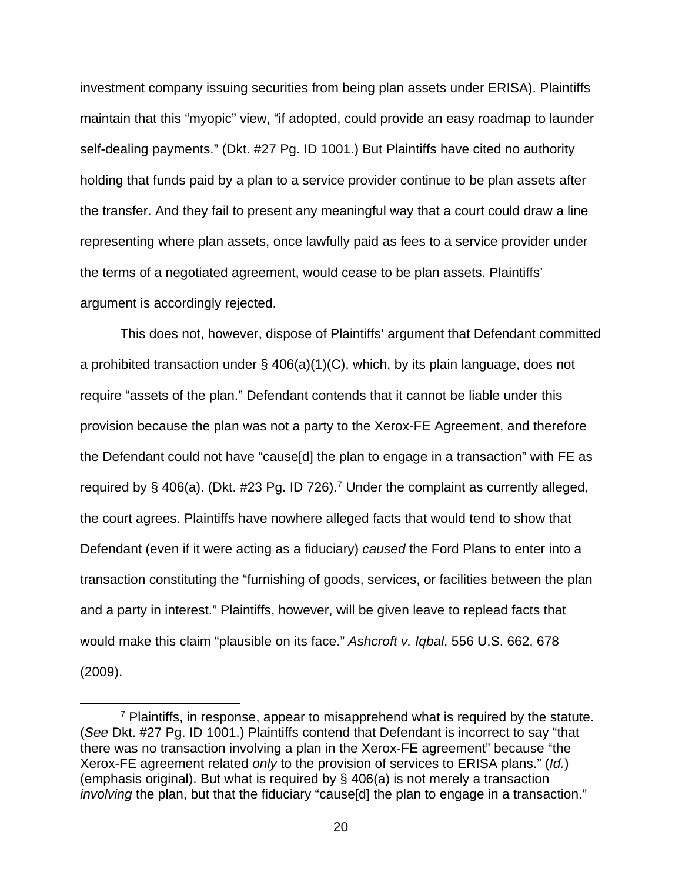investment company issuing securities from being plan assets under ERISA). Plaintiffs maintain that this "myopic" view, "if adopted, could provide an easy roadmap to launder self-dealing payments." (Dkt. #27 Pg. ID 1001.) But Plaintiffs have cited no authority holding that funds paid by a plan to a service provider continue to be plan assets after the transfer. And they fail to present any meaningful way that a court could draw a line representing where plan assets, once lawfully paid as fees to a service provider under the terms of a negotiated agreement, would cease to be plan assets. Plaintiffs' argument is accordingly rejected.

This does not, however, dispose of Plaintiffs' argument that Defendant committed a prohibited transaction under § 406(a)(1)(C), which, by its plain language, does not require "assets of the plan." Defendant contends that it cannot be liable under this provision because the plan was not a party to the Xerox-FE Agreement, and therefore the Defendant could not have "cause[d] the plan to engage in a transaction" with FE as required by § 406(a). (Dkt. #23 Pg. ID 726).[7] Under the complaint as currently alleged, the court agrees. Plaintiffs have nowhere alleged facts that would tend to show that Defendant (even if it were acting as a fiduciary) *caused* the Ford Plans to enter into a transaction constituting the "furnishing of goods, services, or facilities between the plan and a party in interest." Plaintiffs, however, will be given leave to replead facts that would make this claim "plausible on its face." *Ashcroft v. Iqbal*, 556 U.S. 662, 678 (2009).

[7] Plaintiffs, in response, appear to misapprehend what is required by the statute. (*See* Dkt. #27 Pg. ID 1001.) Plaintiffs contend that Defendant is incorrect to say "that there was no transaction involving a plan in the Xerox-FE agreement" because "the Xerox-FE agreement related *only* to the provision of services to ERISA plans." (*Id.*) (emphasis original). But what is required by § 406(a) is not merely a transaction *involving* the plan, but that the fiduciary "cause[d] the plan to engage in a transaction."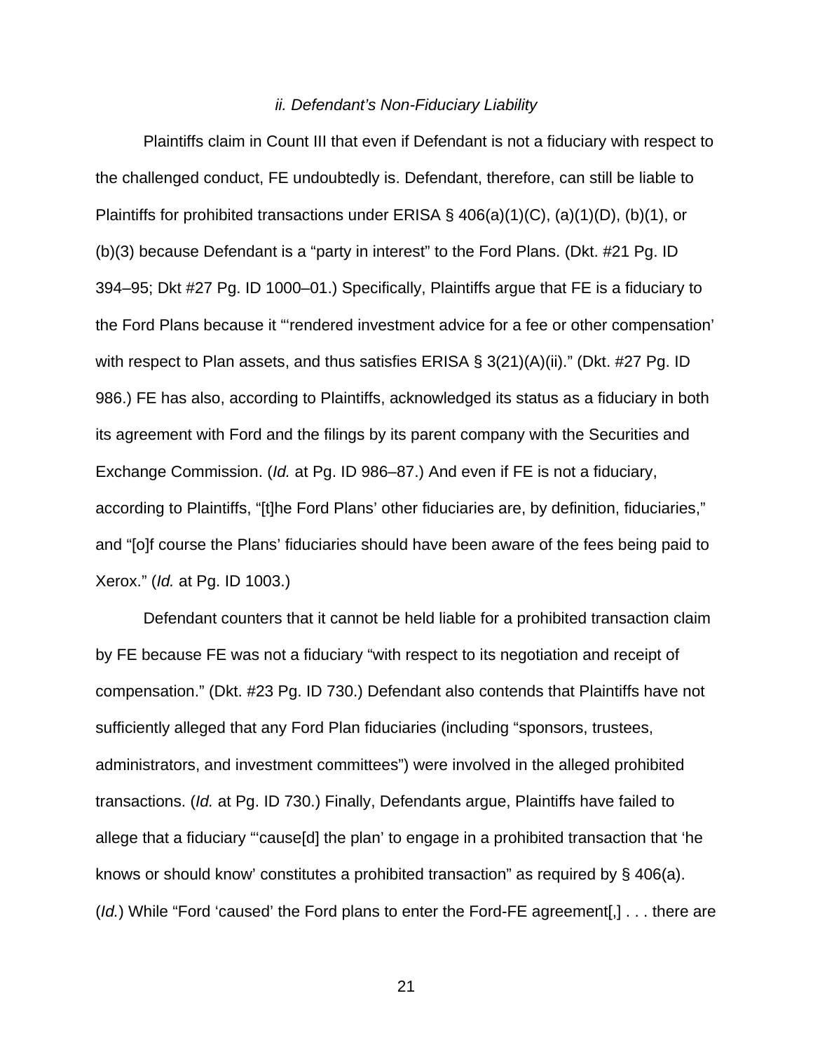### *ii. Defendant's Non-Fiduciary Liability*

Plaintiffs claim in Count III that even if Defendant is not a fiduciary with respect to the challenged conduct, FE undoubtedly is. Defendant, therefore, can still be liable to Plaintiffs for prohibited transactions under ERISA § 406(a)(1)(C), (a)(1)(D), (b)(1), or (b)(3) because Defendant is a "party in interest" to the Ford Plans. (Dkt. #21 Pg. ID 394–95; Dkt #27 Pg. ID 1000–01.) Specifically, Plaintiffs argue that FE is a fiduciary to the Ford Plans because it "'rendered investment advice for a fee or other compensation' with respect to Plan assets, and thus satisfies ERISA § 3(21)(A)(ii)." (Dkt. #27 Pg. ID 986.) FE has also, according to Plaintiffs, acknowledged its status as a fiduciary in both its agreement with Ford and the filings by its parent company with the Securities and Exchange Commission. (*Id.* at Pg. ID 986–87.) And even if FE is not a fiduciary, according to Plaintiffs, "[t]he Ford Plans' other fiduciaries are, by definition, fiduciaries," and "[o]f course the Plans' fiduciaries should have been aware of the fees being paid to Xerox." (*Id.* at Pg. ID 1003.)

Defendant counters that it cannot be held liable for a prohibited transaction claim by FE because FE was not a fiduciary "with respect to its negotiation and receipt of compensation." (Dkt. #23 Pg. ID 730.) Defendant also contends that Plaintiffs have not sufficiently alleged that any Ford Plan fiduciaries (including "sponsors, trustees, administrators, and investment committees") were involved in the alleged prohibited transactions. (*Id.* at Pg. ID 730.) Finally, Defendants argue, Plaintiffs have failed to allege that a fiduciary "'cause[d] the plan' to engage in a prohibited transaction that 'he knows or should know' constitutes a prohibited transaction" as required by § 406(a). (*Id.*) While "Ford 'caused' the Ford plans to enter the Ford-FE agreement[,] . . . there are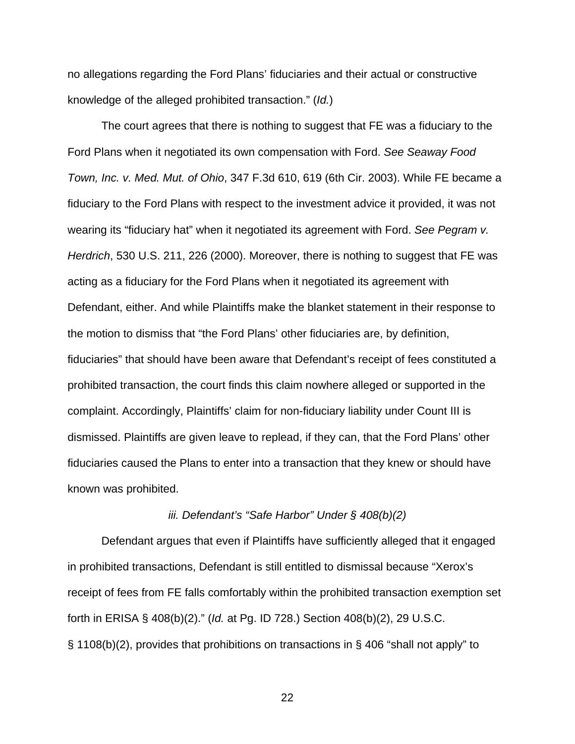no allegations regarding the Ford Plans' fiduciaries and their actual or constructive knowledge of the alleged prohibited transaction." (*Id.*)

The court agrees that there is nothing to suggest that FE was a fiduciary to the Ford Plans when it negotiated its own compensation with Ford. *See Seaway Food Town, Inc. v. Med. Mut. of Ohio*, 347 F.3d 610, 619 (6th Cir. 2003). While FE became a fiduciary to the Ford Plans with respect to the investment advice it provided, it was not wearing its "fiduciary hat" when it negotiated its agreement with Ford. *See Pegram v. Herdrich*, 530 U.S. 211, 226 (2000). Moreover, there is nothing to suggest that FE was acting as a fiduciary for the Ford Plans when it negotiated its agreement with Defendant, either. And while Plaintiffs make the blanket statement in their response to the motion to dismiss that "the Ford Plans' other fiduciaries are, by definition, fiduciaries" that should have been aware that Defendant's receipt of fees constituted a prohibited transaction, the court finds this claim nowhere alleged or supported in the complaint. Accordingly, Plaintiffs' claim for non-fiduciary liability under Count III is dismissed. Plaintiffs are given leave to replead, if they can, that the Ford Plans' other fiduciaries caused the Plans to enter into a transaction that they knew or should have known was prohibited.

*iii. Defendant's "Safe Harbor" Under § 408(b)(2)*

Defendant argues that even if Plaintiffs have sufficiently alleged that it engaged in prohibited transactions, Defendant is still entitled to dismissal because "Xerox's receipt of fees from FE falls comfortably within the prohibited transaction exemption set forth in ERISA § 408(b)(2)." (*Id.* at Pg. ID 728.) Section 408(b)(2), 29 U.S.C. § 1108(b)(2), provides that prohibitions on transactions in § 406 "shall not apply" to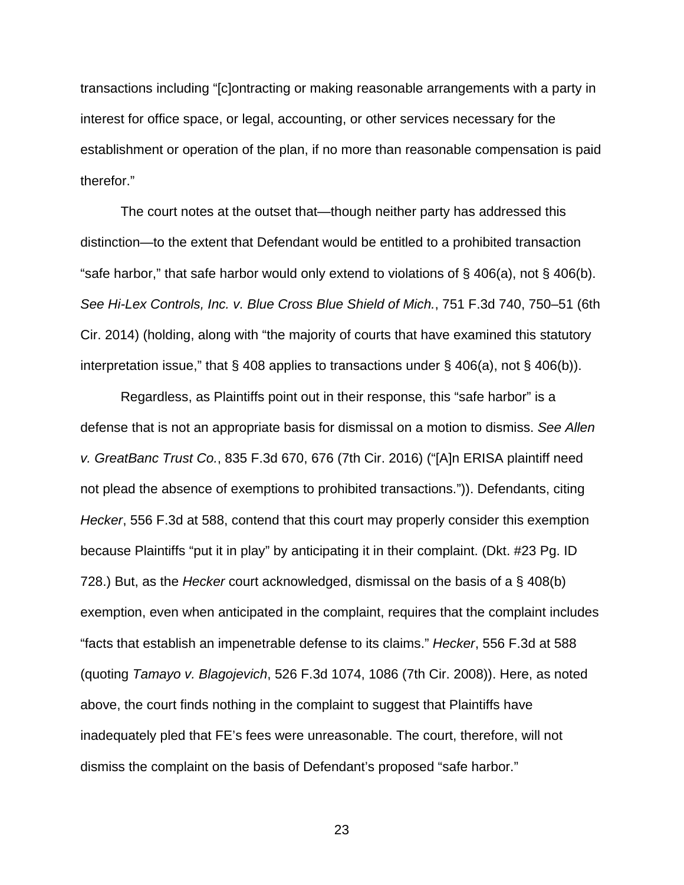transactions including "[c]ontracting or making reasonable arrangements with a party in interest for office space, or legal, accounting, or other services necessary for the establishment or operation of the plan, if no more than reasonable compensation is paid therefor."

The court notes at the outset that—though neither party has addressed this distinction—to the extent that Defendant would be entitled to a prohibited transaction "safe harbor," that safe harbor would only extend to violations of § 406(a), not § 406(b). *See Hi-Lex Controls, Inc. v. Blue Cross Blue Shield of Mich.*, 751 F.3d 740, 750–51 (6th Cir. 2014) (holding, along with "the majority of courts that have examined this statutory interpretation issue," that § 408 applies to transactions under § 406(a), not § 406(b)).

Regardless, as Plaintiffs point out in their response, this "safe harbor" is a defense that is not an appropriate basis for dismissal on a motion to dismiss. *See Allen v. GreatBanc Trust Co.*, 835 F.3d 670, 676 (7th Cir. 2016) ("[A]n ERISA plaintiff need not plead the absence of exemptions to prohibited transactions.")). Defendants, citing *Hecker*, 556 F.3d at 588, contend that this court may properly consider this exemption because Plaintiffs "put it in play" by anticipating it in their complaint. (Dkt. #23 Pg. ID 728.) But, as the *Hecker* court acknowledged, dismissal on the basis of a § 408(b) exemption, even when anticipated in the complaint, requires that the complaint includes "facts that establish an impenetrable defense to its claims." *Hecker*, 556 F.3d at 588 (quoting *Tamayo v. Blagojevich*, 526 F.3d 1074, 1086 (7th Cir. 2008)). Here, as noted above, the court finds nothing in the complaint to suggest that Plaintiffs have inadequately pled that FE's fees were unreasonable. The court, therefore, will not dismiss the complaint on the basis of Defendant's proposed "safe harbor."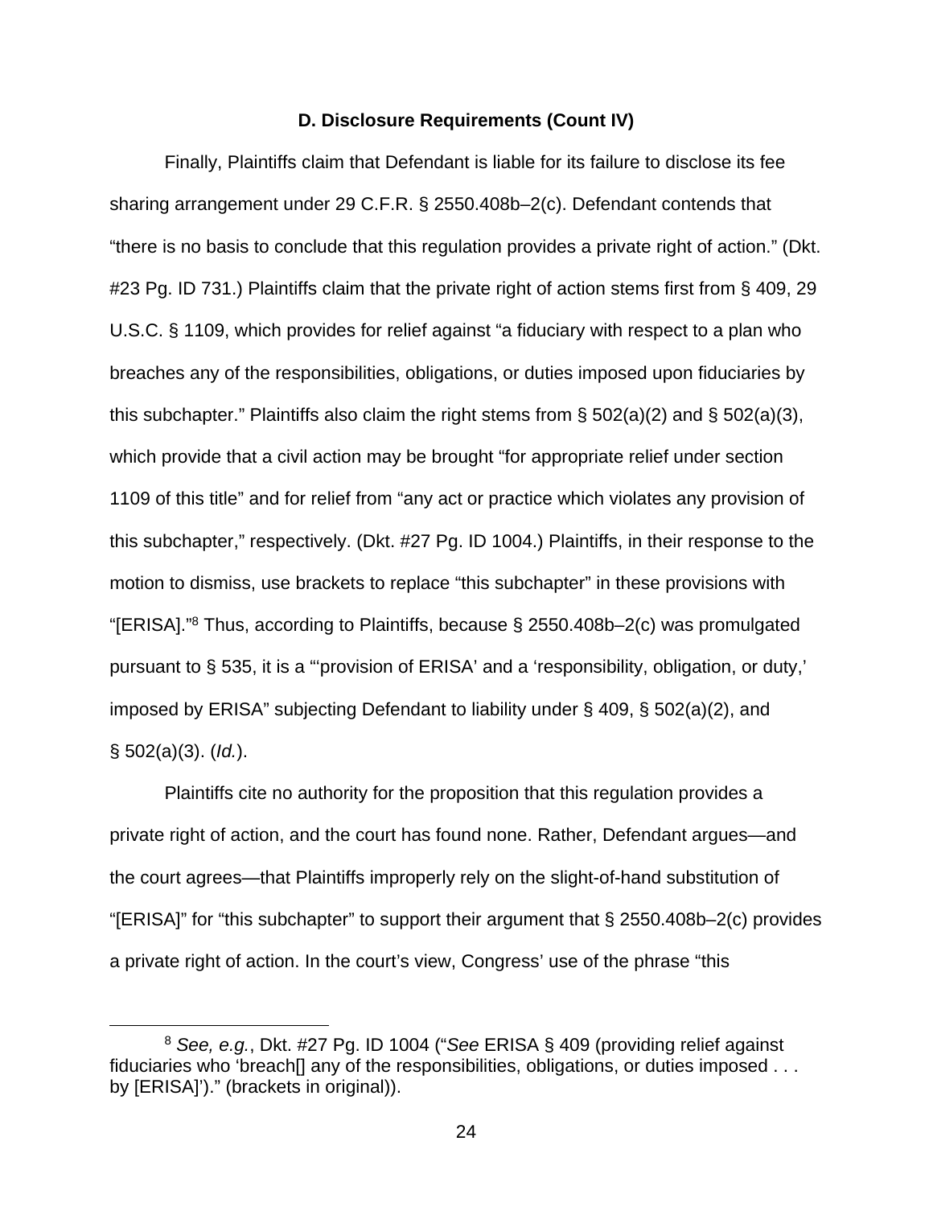### D. Disclosure Requirements (Count IV)

Finally, Plaintiffs claim that Defendant is liable for its failure to disclose its fee sharing arrangement under 29 C.F.R. § 2550.408b–2(c). Defendant contends that "there is no basis to conclude that this regulation provides a private right of action." (Dkt. #23 Pg. ID 731.) Plaintiffs claim that the private right of action stems first from § 409, 29 U.S.C. § 1109, which provides for relief against "a fiduciary with respect to a plan who breaches any of the responsibilities, obligations, or duties imposed upon fiduciaries by this subchapter." Plaintiffs also claim the right stems from § 502(a)(2) and § 502(a)(3), which provide that a civil action may be brought "for appropriate relief under section 1109 of this title" and for relief from "any act or practice which violates any provision of this subchapter," respectively. (Dkt. #27 Pg. ID 1004.) Plaintiffs, in their response to the motion to dismiss, use brackets to replace "this subchapter" in these provisions with "[ERISA]."[8] Thus, according to Plaintiffs, because § 2550.408b–2(c) was promulgated pursuant to § 535, it is a "'provision of ERISA' and a 'responsibility, obligation, or duty,' imposed by ERISA" subjecting Defendant to liability under § 409, § 502(a)(2), and § 502(a)(3). (*Id.*).

Plaintiffs cite no authority for the proposition that this regulation provides a private right of action, and the court has found none. Rather, Defendant argues—and the court agrees—that Plaintiffs improperly rely on the slight-of-hand substitution of "[ERISA]" for "this subchapter" to support their argument that § 2550.408b–2(c) provides a private right of action. In the court's view, Congress' use of the phrase "this

[8] *See, e.g.*, Dkt. #27 Pg. ID 1004 ("*See* ERISA § 409 (providing relief against fiduciaries who 'breach[] any of the responsibilities, obligations, or duties imposed . . . by [ERISA]')." (brackets in original)).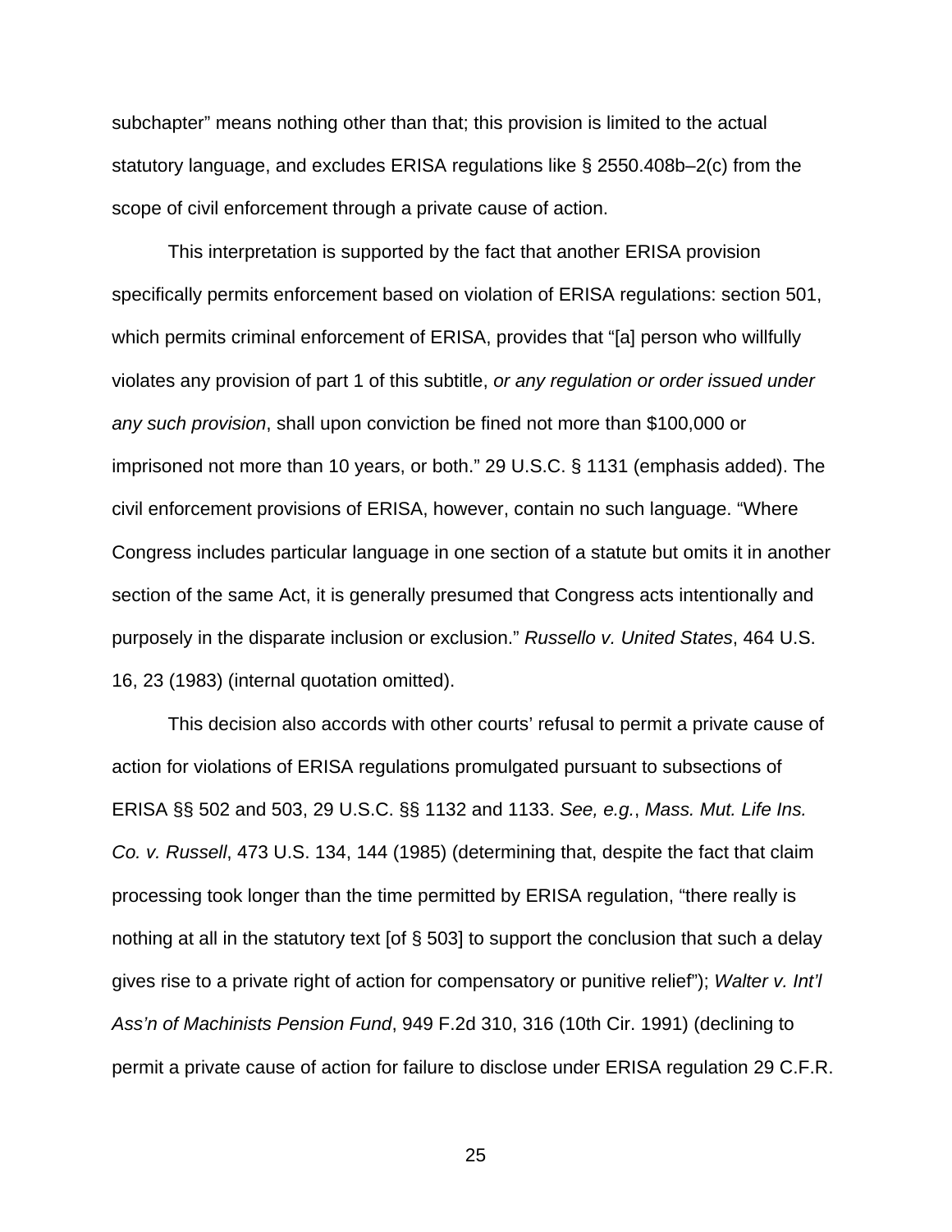subchapter" means nothing other than that; this provision is limited to the actual statutory language, and excludes ERISA regulations like § 2550.408b–2(c) from the scope of civil enforcement through a private cause of action.

This interpretation is supported by the fact that another ERISA provision specifically permits enforcement based on violation of ERISA regulations: section 501, which permits criminal enforcement of ERISA, provides that "[a] person who willfully violates any provision of part 1 of this subtitle, *or any regulation or order issued under any such provision*, shall upon conviction be fined not more than $100,000 or imprisoned not more than 10 years, or both." 29 U.S.C. § 1131 (emphasis added). The civil enforcement provisions of ERISA, however, contain no such language. "Where Congress includes particular language in one section of a statute but omits it in another section of the same Act, it is generally presumed that Congress acts intentionally and purposely in the disparate inclusion or exclusion." *Russello v. United States*, 464 U.S. 16, 23 (1983) (internal quotation omitted).

This decision also accords with other courts' refusal to permit a private cause of action for violations of ERISA regulations promulgated pursuant to subsections of ERISA §§ 502 and 503, 29 U.S.C. §§ 1132 and 1133. *See, e.g.*, *Mass. Mut. Life Ins. Co. v. Russell*, 473 U.S. 134, 144 (1985) (determining that, despite the fact that claim processing took longer than the time permitted by ERISA regulation, "there really is nothing at all in the statutory text [of § 503] to support the conclusion that such a delay gives rise to a private right of action for compensatory or punitive relief"); *Walter v. Int'l Ass'n of Machinists Pension Fund*, 949 F.2d 310, 316 (10th Cir. 1991) (declining to permit a private cause of action for failure to disclose under ERISA regulation 29 C.F.R.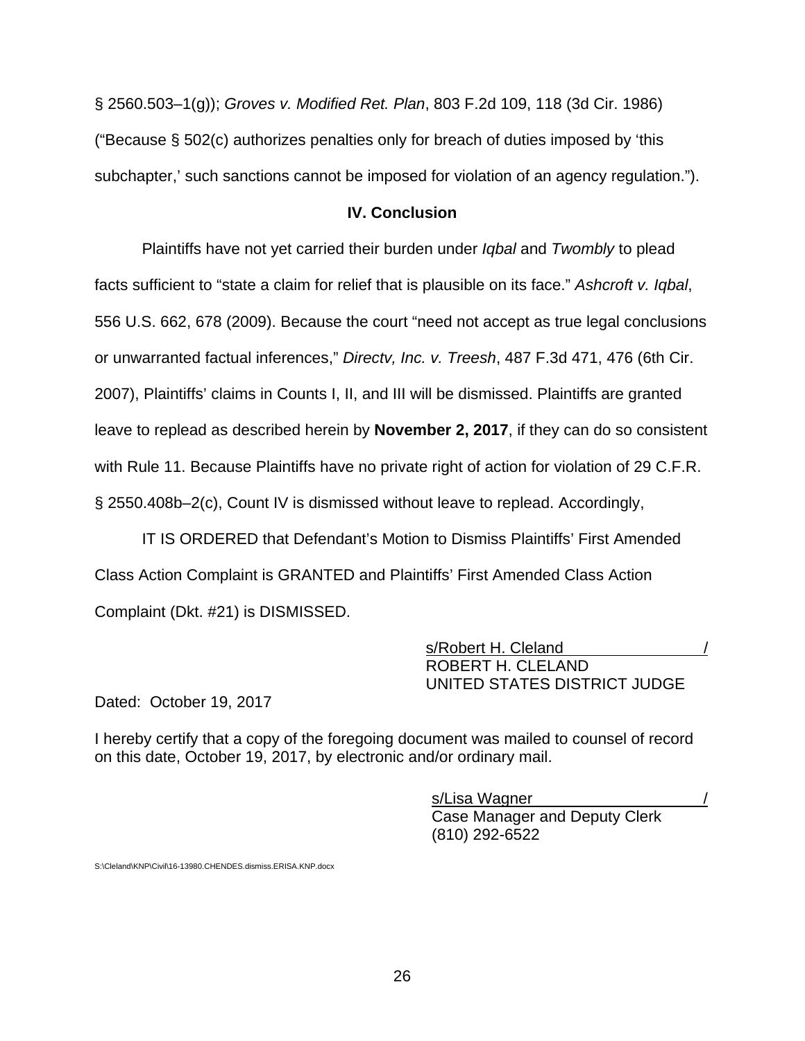§ 2560.503–1(g)); *Groves v. Modified Ret. Plan*, 803 F.2d 109, 118 (3d Cir. 1986) ("Because § 502(c) authorizes penalties only for breach of duties imposed by 'this subchapter,' such sanctions cannot be imposed for violation of an agency regulation.").

## IV. Conclusion

Plaintiffs have not yet carried their burden under *Iqbal* and *Twombly* to plead facts sufficient to "state a claim for relief that is plausible on its face." *Ashcroft v. Iqbal*, 556 U.S. 662, 678 (2009). Because the court "need not accept as true legal conclusions or unwarranted factual inferences," *Directv, Inc. v. Treesh*, 487 F.3d 471, 476 (6th Cir. 2007), Plaintiffs' claims in Counts I, II, and III will be dismissed. Plaintiffs are granted leave to replead as described herein by **November 2, 2017**, if they can do so consistent with Rule 11. Because Plaintiffs have no private right of action for violation of 29 C.F.R. § 2550.408b–2(c), Count IV is dismissed without leave to replead. Accordingly,

IT IS ORDERED that Defendant's Motion to Dismiss Plaintiffs' First Amended Class Action Complaint is GRANTED and Plaintiffs' First Amended Class Action Complaint (Dkt. #21) is DISMISSED.

s/Robert H. Cleland /
ROBERT H. CLELAND
UNITED STATES DISTRICT JUDGE

Dated: October 19, 2017

I hereby certify that a copy of the foregoing document was mailed to counsel of record on this date, October 19, 2017, by electronic and/or ordinary mail.

s/Lisa Wagner /
Case Manager and Deputy Clerk
(810) 292-6522

S:\Cleland\KNP\Civil\16-13980.CHENDES.dismiss.ERISA.KNP.docx